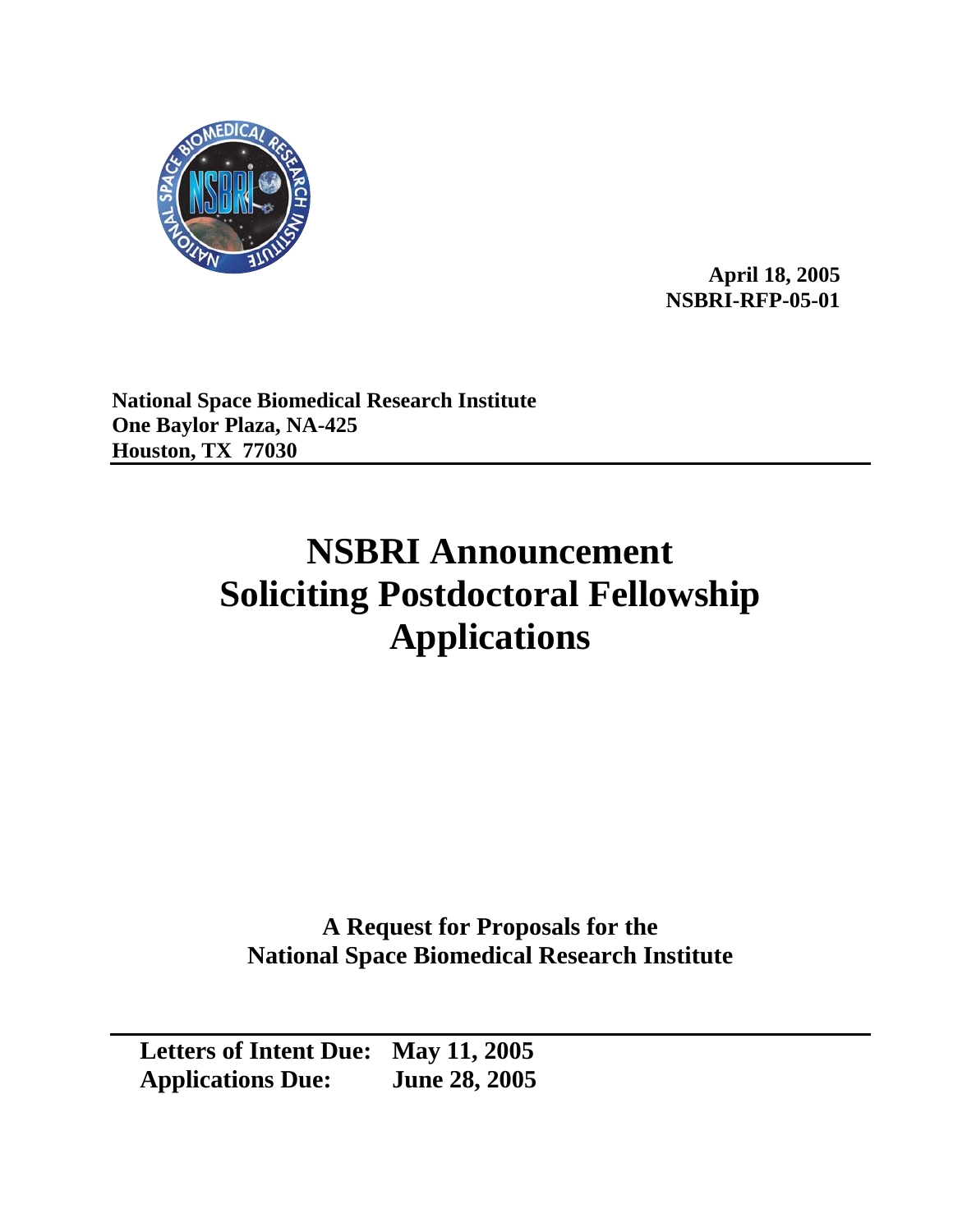**April 18, 2005**
**NSBRI-RFP-05-01**

**National Space Biomedical Research Institute**
**One Baylor Plaza, NA-425**
**Houston, TX 77030**

# NSBRI Announcement Soliciting Postdoctoral Fellowship Applications

**A Request for Proposals for the National Space Biomedical Research Institute**

**Letters of Intent Due: May 11, 2005**
**Applications Due: June 28, 2005**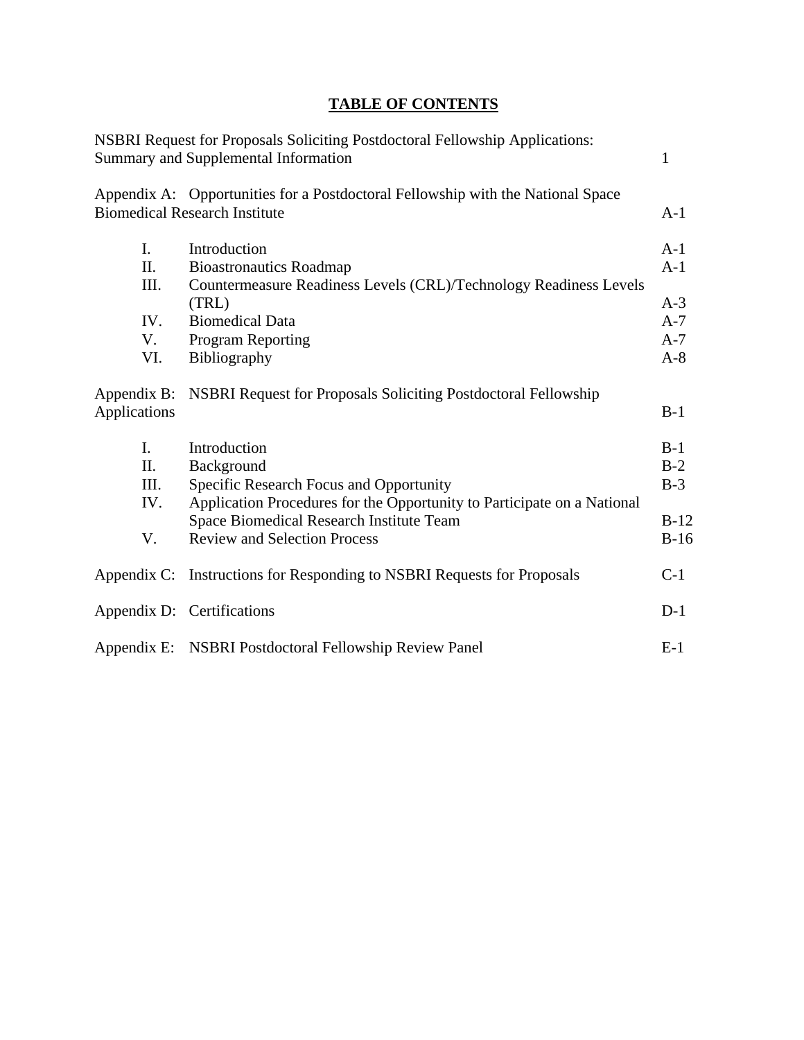# TABLE OF CONTENTS

| | | |
|---|---|---|
| NSBRI Request for Proposals Soliciting Postdoctoral Fellowship Applications: Summary and Supplemental Information | | 1 |
| Appendix A: Opportunities for a Postdoctoral Fellowship with the National Space Biomedical Research Institute | | A-1 |
| I. | Introduction | A-1 |
| II. | Bioastronautics Roadmap | A-1 |
| III. | Countermeasure Readiness Levels (CRL)/Technology Readiness Levels (TRL) | A-3 |
| IV. | Biomedical Data | A-7 |
| V. | Program Reporting | A-7 |
| VI. | Bibliography | A-8 |
| Appendix B: NSBRI Request for Proposals Soliciting Postdoctoral Fellowship Applications | | B-1 |
| I. | Introduction | B-1 |
| II. | Background | B-2 |
| III. | Specific Research Focus and Opportunity | B-3 |
| IV. | Application Procedures for the Opportunity to Participate on a National Space Biomedical Research Institute Team | B-12 |
| V. | Review and Selection Process | B-16 |
| Appendix C: | Instructions for Responding to NSBRI Requests for Proposals | C-1 |
| Appendix D: | Certifications | D-1 |
| Appendix E: | NSBRI Postdoctoral Fellowship Review Panel | E-1 |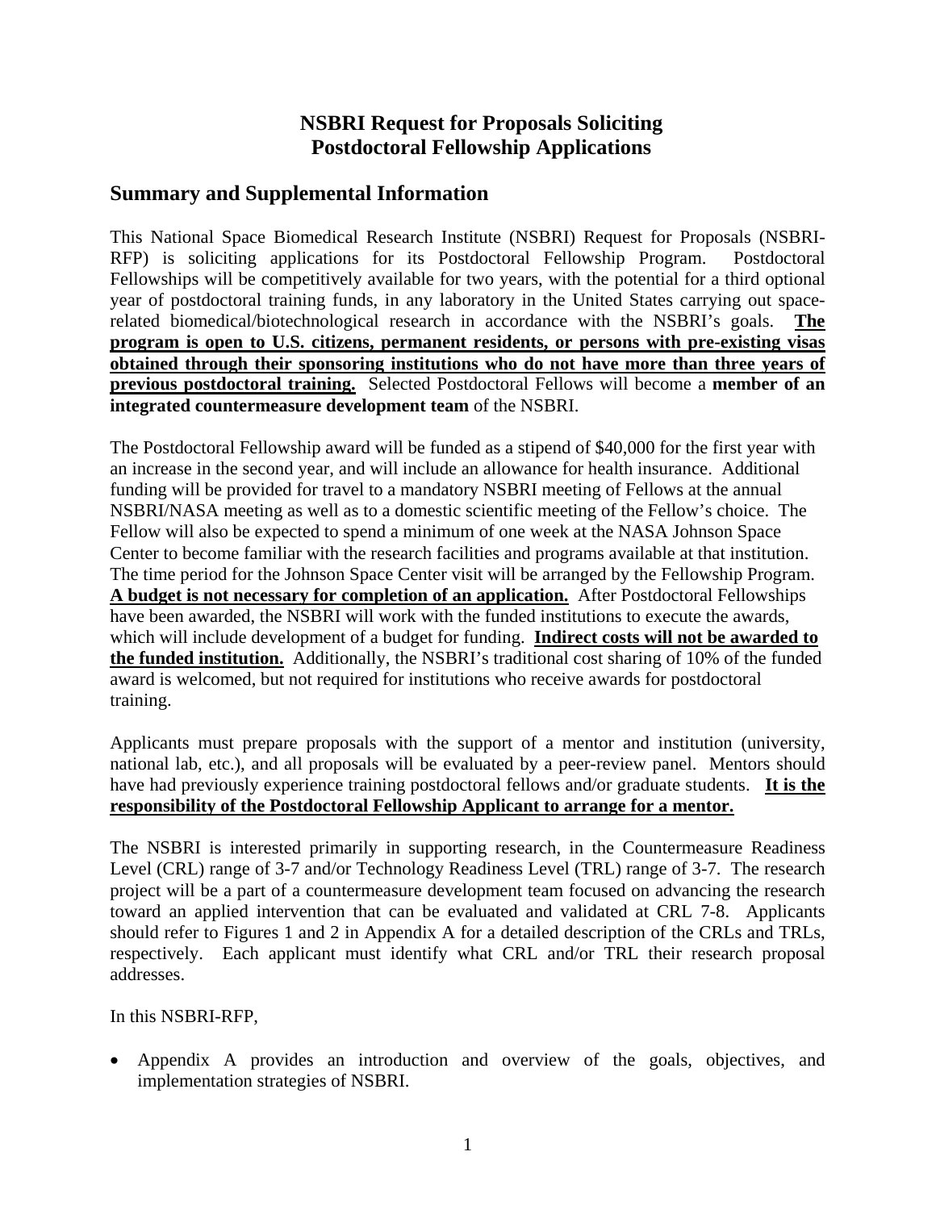# NSBRI Request for Proposals Soliciting Postdoctoral Fellowship Applications

## Summary and Supplemental Information

This National Space Biomedical Research Institute (NSBRI) Request for Proposals (NSBRI-RFP) is soliciting applications for its Postdoctoral Fellowship Program. Postdoctoral Fellowships will be competitively available for two years, with the potential for a third optional year of postdoctoral training funds, in any laboratory in the United States carrying out space-related biomedical/biotechnological research in accordance with the NSBRI's goals. **The program is open to U.S. citizens, permanent residents, or persons with pre-existing visas obtained through their sponsoring institutions who do not have more than three years of previous postdoctoral training.** Selected Postdoctoral Fellows will become a **member of an integrated countermeasure development team** of the NSBRI.

The Postdoctoral Fellowship award will be funded as a stipend of $40,000 for the first year with an increase in the second year, and will include an allowance for health insurance. Additional funding will be provided for travel to a mandatory NSBRI meeting of Fellows at the annual NSBRI/NASA meeting as well as to a domestic scientific meeting of the Fellow's choice. The Fellow will also be expected to spend a minimum of one week at the NASA Johnson Space Center to become familiar with the research facilities and programs available at that institution. The time period for the Johnson Space Center visit will be arranged by the Fellowship Program. **A budget is not necessary for completion of an application.** After Postdoctoral Fellowships have been awarded, the NSBRI will work with the funded institutions to execute the awards, which will include development of a budget for funding. **Indirect costs will not be awarded to the funded institution.** Additionally, the NSBRI's traditional cost sharing of 10% of the funded award is welcomed, but not required for institutions who receive awards for postdoctoral training.

Applicants must prepare proposals with the support of a mentor and institution (university, national lab, etc.), and all proposals will be evaluated by a peer-review panel. Mentors should have had previously experience training postdoctoral fellows and/or graduate students. **It is the responsibility of the Postdoctoral Fellowship Applicant to arrange for a mentor.**

The NSBRI is interested primarily in supporting research, in the Countermeasure Readiness Level (CRL) range of 3-7 and/or Technology Readiness Level (TRL) range of 3-7. The research project will be a part of a countermeasure development team focused on advancing the research toward an applied intervention that can be evaluated and validated at CRL 7-8. Applicants should refer to Figures 1 and 2 in Appendix A for a detailed description of the CRLs and TRLs, respectively. Each applicant must identify what CRL and/or TRL their research proposal addresses.

In this NSBRI-RFP,

- Appendix A provides an introduction and overview of the goals, objectives, and implementation strategies of NSBRI.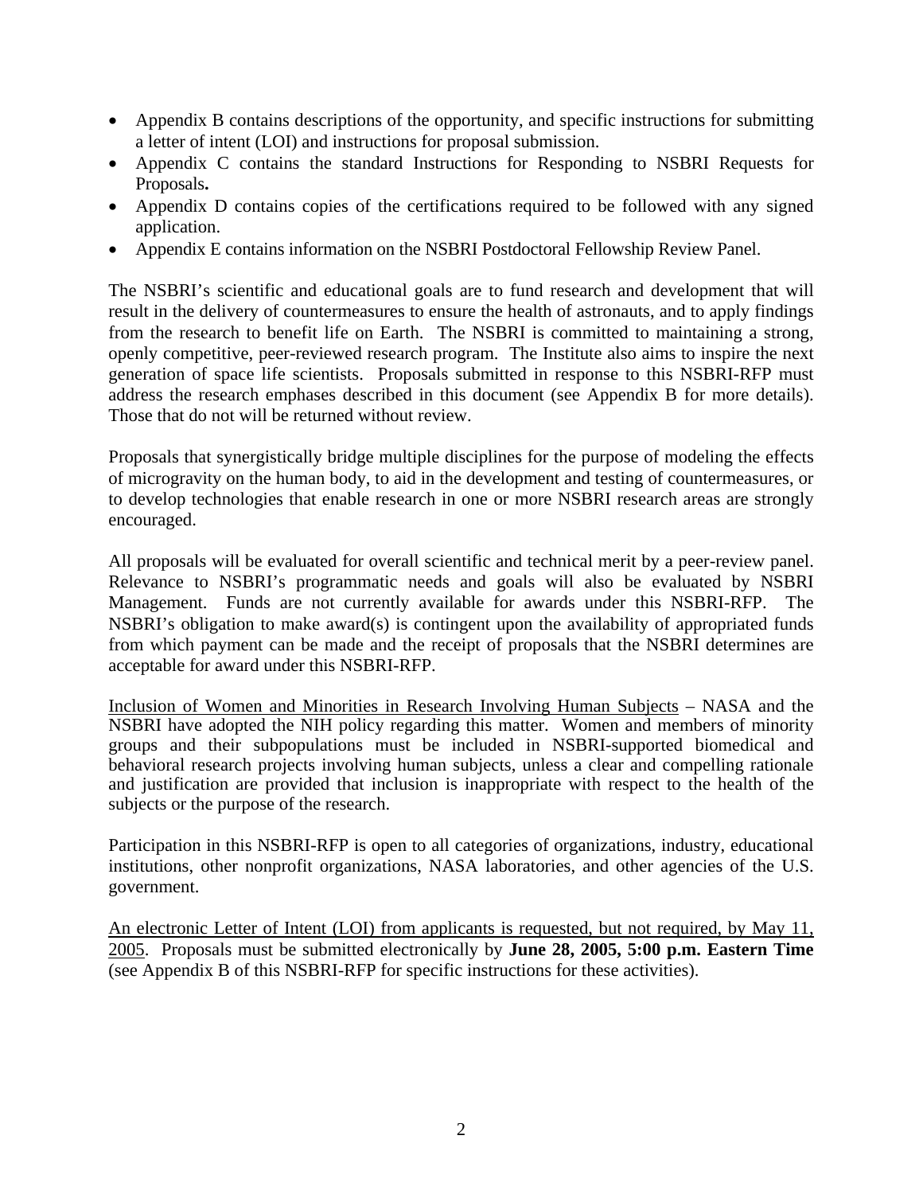- Appendix B contains descriptions of the opportunity, and specific instructions for submitting a letter of intent (LOI) and instructions for proposal submission.
- Appendix C contains the standard Instructions for Responding to NSBRI Requests for Proposals**.**
- Appendix D contains copies of the certifications required to be followed with any signed application.
- Appendix E contains information on the NSBRI Postdoctoral Fellowship Review Panel.

The NSBRI's scientific and educational goals are to fund research and development that will result in the delivery of countermeasures to ensure the health of astronauts, and to apply findings from the research to benefit life on Earth. The NSBRI is committed to maintaining a strong, openly competitive, peer-reviewed research program. The Institute also aims to inspire the next generation of space life scientists. Proposals submitted in response to this NSBRI-RFP must address the research emphases described in this document (see Appendix B for more details). Those that do not will be returned without review.

Proposals that synergistically bridge multiple disciplines for the purpose of modeling the effects of microgravity on the human body, to aid in the development and testing of countermeasures, or to develop technologies that enable research in one or more NSBRI research areas are strongly encouraged.

All proposals will be evaluated for overall scientific and technical merit by a peer-review panel. Relevance to NSBRI's programmatic needs and goals will also be evaluated by NSBRI Management. Funds are not currently available for awards under this NSBRI-RFP. The NSBRI's obligation to make award(s) is contingent upon the availability of appropriated funds from which payment can be made and the receipt of proposals that the NSBRI determines are acceptable for award under this NSBRI-RFP.

Inclusion of Women and Minorities in Research Involving Human Subjects – NASA and the NSBRI have adopted the NIH policy regarding this matter. Women and members of minority groups and their subpopulations must be included in NSBRI-supported biomedical and behavioral research projects involving human subjects, unless a clear and compelling rationale and justification are provided that inclusion is inappropriate with respect to the health of the subjects or the purpose of the research.

Participation in this NSBRI-RFP is open to all categories of organizations, industry, educational institutions, other nonprofit organizations, NASA laboratories, and other agencies of the U.S. government.

An electronic Letter of Intent (LOI) from applicants is requested, but not required, by May 11, 2005. Proposals must be submitted electronically by **June 28, 2005, 5:00 p.m. Eastern Time** (see Appendix B of this NSBRI-RFP for specific instructions for these activities).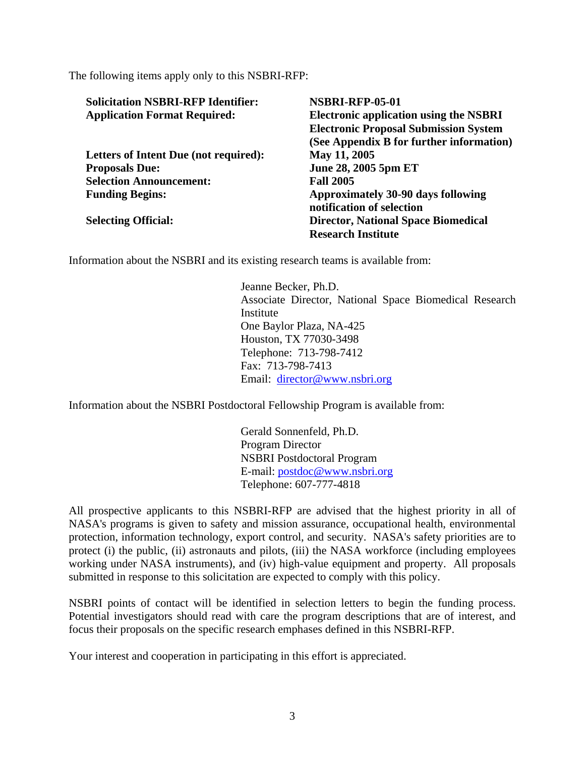The following items apply only to this NSBRI-RFP:

| | |
|---|---|
| **Solicitation NSBRI-RFP Identifier:** | **NSBRI-RFP-05-01** |
| **Application Format Required:** | **Electronic application using the NSBRI Electronic Proposal Submission System (See Appendix B for further information)** |
| **Letters of Intent Due (not required):** | **May 11, 2005** |
| **Proposals Due:** | **June 28, 2005 5pm ET** |
| **Selection Announcement:** | **Fall 2005** |
| **Funding Begins:** | **Approximately 30-90 days following notification of selection** |
| **Selecting Official:** | **Director, National Space Biomedical Research Institute** |

Information about the NSBRI and its existing research teams is available from:

> Jeanne Becker, Ph.D.
> Associate Director, National Space Biomedical Research Institute
> One Baylor Plaza, NA-425
> Houston, TX 77030-3498
> Telephone: 713-798-7412
> Fax: 713-798-7413
> Email: director@www.nsbri.org

Information about the NSBRI Postdoctoral Fellowship Program is available from:

> Gerald Sonnenfeld, Ph.D.
> Program Director
> NSBRI Postdoctoral Program
> E-mail: postdoc@www.nsbri.org
> Telephone: 607-777-4818

All prospective applicants to this NSBRI-RFP are advised that the highest priority in all of NASA's programs is given to safety and mission assurance, occupational health, environmental protection, information technology, export control, and security. NASA's safety priorities are to protect (i) the public, (ii) astronauts and pilots, (iii) the NASA workforce (including employees working under NASA instruments), and (iv) high-value equipment and property. All proposals submitted in response to this solicitation are expected to comply with this policy.

NSBRI points of contact will be identified in selection letters to begin the funding process. Potential investigators should read with care the program descriptions that are of interest, and focus their proposals on the specific research emphases defined in this NSBRI-RFP.

Your interest and cooperation in participating in this effort is appreciated.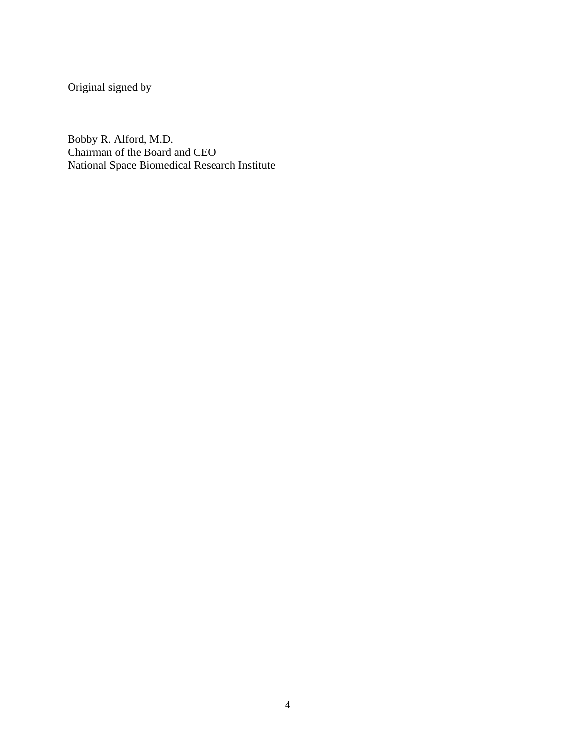Original signed by

Bobby R. Alford, M.D.  
Chairman of the Board and CEO  
National Space Biomedical Research Institute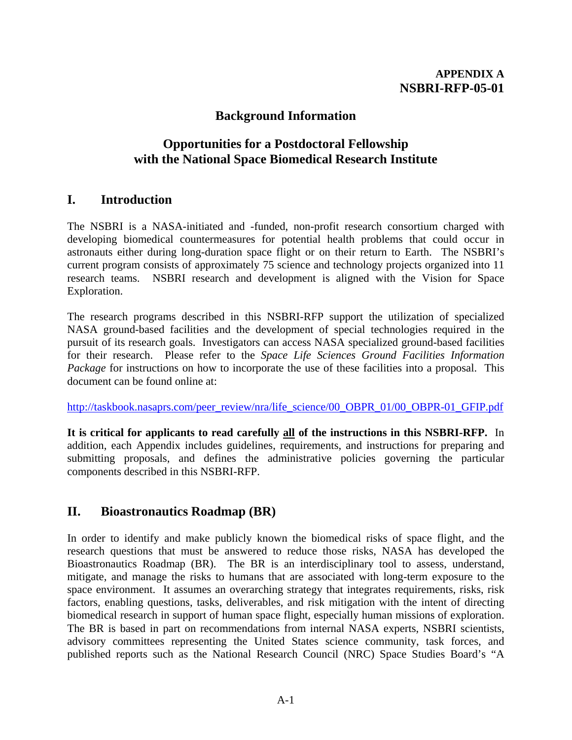**APPENDIX A**
**NSBRI-RFP-05-01**

## Background Information

## Opportunities for a Postdoctoral Fellowship with the National Space Biomedical Research Institute

## I. Introduction

The NSBRI is a NASA-initiated and -funded, non-profit research consortium charged with developing biomedical countermeasures for potential health problems that could occur in astronauts either during long-duration space flight or on their return to Earth. The NSBRI's current program consists of approximately 75 science and technology projects organized into 11 research teams. NSBRI research and development is aligned with the Vision for Space Exploration.

The research programs described in this NSBRI-RFP support the utilization of specialized NASA ground-based facilities and the development of special technologies required in the pursuit of its research goals. Investigators can access NASA specialized ground-based facilities for their research. Please refer to the *Space Life Sciences Ground Facilities Information Package* for instructions on how to incorporate the use of these facilities into a proposal. This document can be found online at:

http://taskbook.nasaprs.com/peer_review/nra/life_science/00_OBPR_01/00_OBPR-01_GFIP.pdf

**It is critical for applicants to read carefully <u>all</u> of the instructions in this NSBRI-RFP.** In addition, each Appendix includes guidelines, requirements, and instructions for preparing and submitting proposals, and defines the administrative policies governing the particular components described in this NSBRI-RFP.

## II. Bioastronautics Roadmap (BR)

In order to identify and make publicly known the biomedical risks of space flight, and the research questions that must be answered to reduce those risks, NASA has developed the Bioastronautics Roadmap (BR). The BR is an interdisciplinary tool to assess, understand, mitigate, and manage the risks to humans that are associated with long-term exposure to the space environment. It assumes an overarching strategy that integrates requirements, risks, risk factors, enabling questions, tasks, deliverables, and risk mitigation with the intent of directing biomedical research in support of human space flight, especially human missions of exploration. The BR is based in part on recommendations from internal NASA experts, NSBRI scientists, advisory committees representing the United States science community, task forces, and published reports such as the National Research Council (NRC) Space Studies Board's "A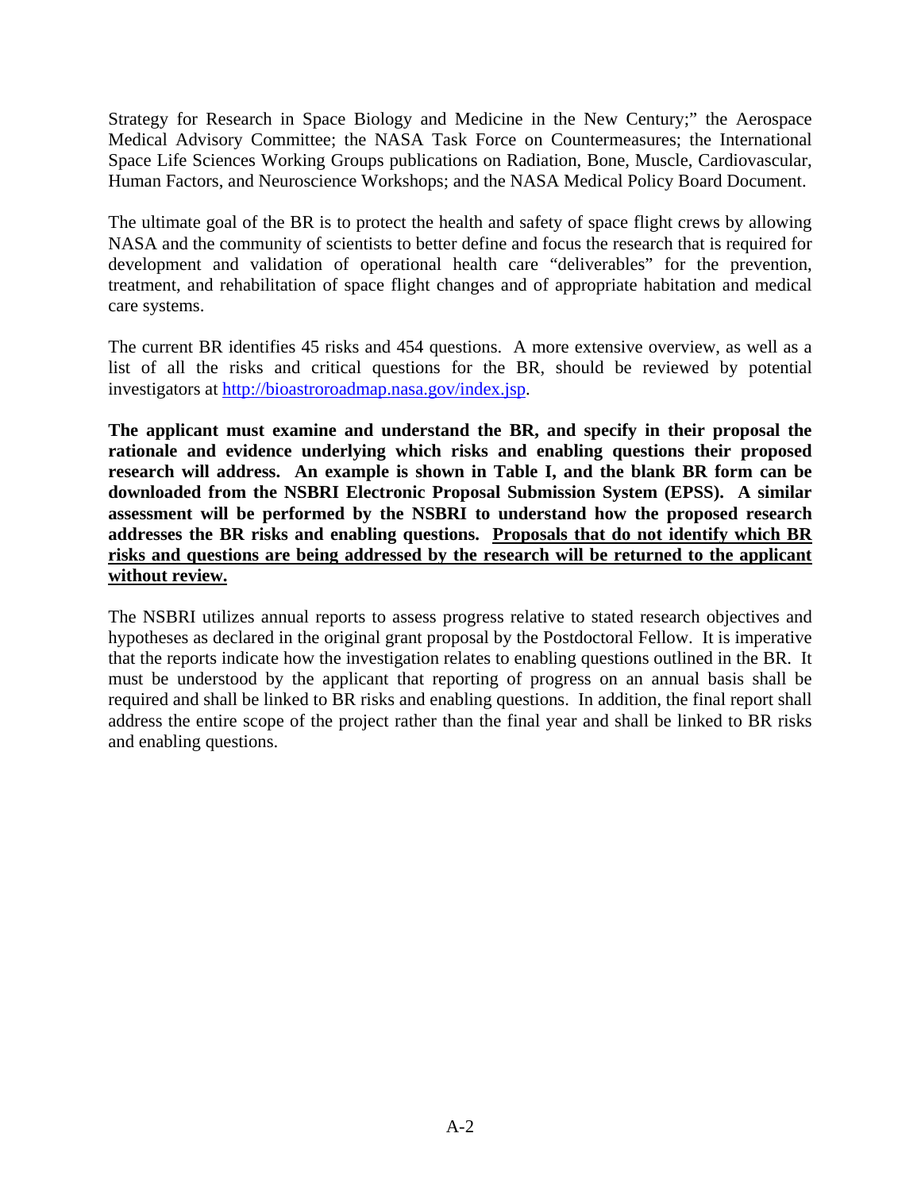Strategy for Research in Space Biology and Medicine in the New Century;" the Aerospace Medical Advisory Committee; the NASA Task Force on Countermeasures; the International Space Life Sciences Working Groups publications on Radiation, Bone, Muscle, Cardiovascular, Human Factors, and Neuroscience Workshops; and the NASA Medical Policy Board Document.

The ultimate goal of the BR is to protect the health and safety of space flight crews by allowing NASA and the community of scientists to better define and focus the research that is required for development and validation of operational health care "deliverables" for the prevention, treatment, and rehabilitation of space flight changes and of appropriate habitation and medical care systems.

The current BR identifies 45 risks and 454 questions. A more extensive overview, as well as a list of all the risks and critical questions for the BR, should be reviewed by potential investigators at [http://bioastroroadmap.nasa.gov/index.jsp](http://bioastroroadmap.nasa.gov/index.jsp).

**The applicant must examine and understand the BR, and specify in their proposal the rationale and evidence underlying which risks and enabling questions their proposed research will address. An example is shown in Table I, and the blank BR form can be downloaded from the NSBRI Electronic Proposal Submission System (EPSS). A similar assessment will be performed by the NSBRI to understand how the proposed research addresses the BR risks and enabling questions. <u>Proposals that do not identify which BR risks and questions are being addressed by the research will be returned to the applicant without review.</u>**

The NSBRI utilizes annual reports to assess progress relative to stated research objectives and hypotheses as declared in the original grant proposal by the Postdoctoral Fellow. It is imperative that the reports indicate how the investigation relates to enabling questions outlined in the BR. It must be understood by the applicant that reporting of progress on an annual basis shall be required and shall be linked to BR risks and enabling questions. In addition, the final report shall address the entire scope of the project rather than the final year and shall be linked to BR risks and enabling questions.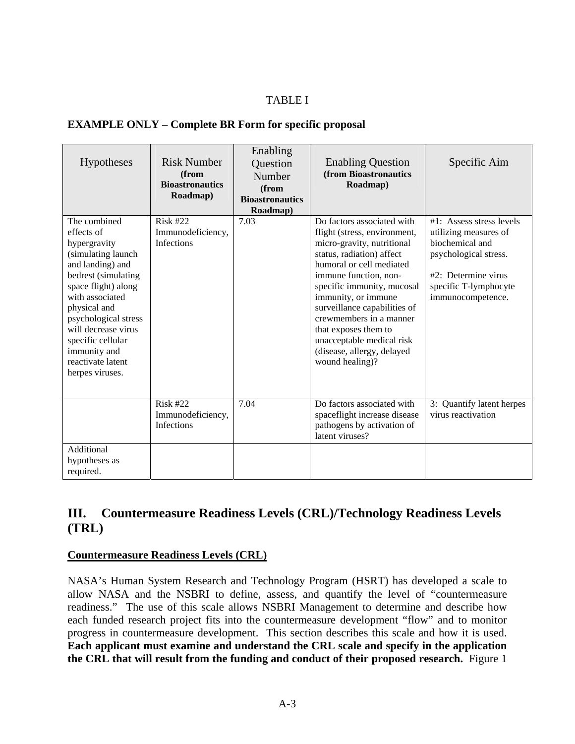TABLE I

**EXAMPLE ONLY – Complete BR Form for specific proposal**

| Hypotheses | Risk Number **(from Bioastronautics Roadmap)** | Enabling Question Number **(from Bioastronautics Roadmap)** | Enabling Question **(from Bioastronautics Roadmap)** | Specific Aim |
|---|---|---|---|---|
| The combined effects of hypergravity (simulating launch and landing) and bedrest (simulating space flight) along with associated physical and psychological stress will decrease virus specific cellular immunity and reactivate latent herpes viruses. | Risk #22 Immunodeficiency, Infections | 7.03 | Do factors associated with flight (stress, environment, micro-gravity, nutritional status, radiation) affect humoral or cell mediated immune function, non-specific immunity, mucosal immunity, or immune surveillance capabilities of crewmembers in a manner that exposes them to unacceptable medical risk (disease, allergy, delayed wound healing)? | #1: Assess stress levels utilizing measures of biochemical and psychological stress.<br><br>#2: Determine virus specific T-lymphocyte immunocompetence. |
| | Risk #22 Immunodeficiency, Infections | 7.04 | Do factors associated with spaceflight increase disease pathogens by activation of latent viruses? | 3: Quantify latent herpes virus reactivation |
| Additional hypotheses as required. | | | | |

## III. Countermeasure Readiness Levels (CRL)/Technology Readiness Levels (TRL)

### Countermeasure Readiness Levels (CRL)

NASA's Human System Research and Technology Program (HSRT) has developed a scale to allow NASA and the NSBRI to define, assess, and quantify the level of "countermeasure readiness." The use of this scale allows NSBRI Management to determine and describe how each funded research project fits into the countermeasure development "flow" and to monitor progress in countermeasure development. This section describes this scale and how it is used. **Each applicant must examine and understand the CRL scale and specify in the application the CRL that will result from the funding and conduct of their proposed research.** Figure 1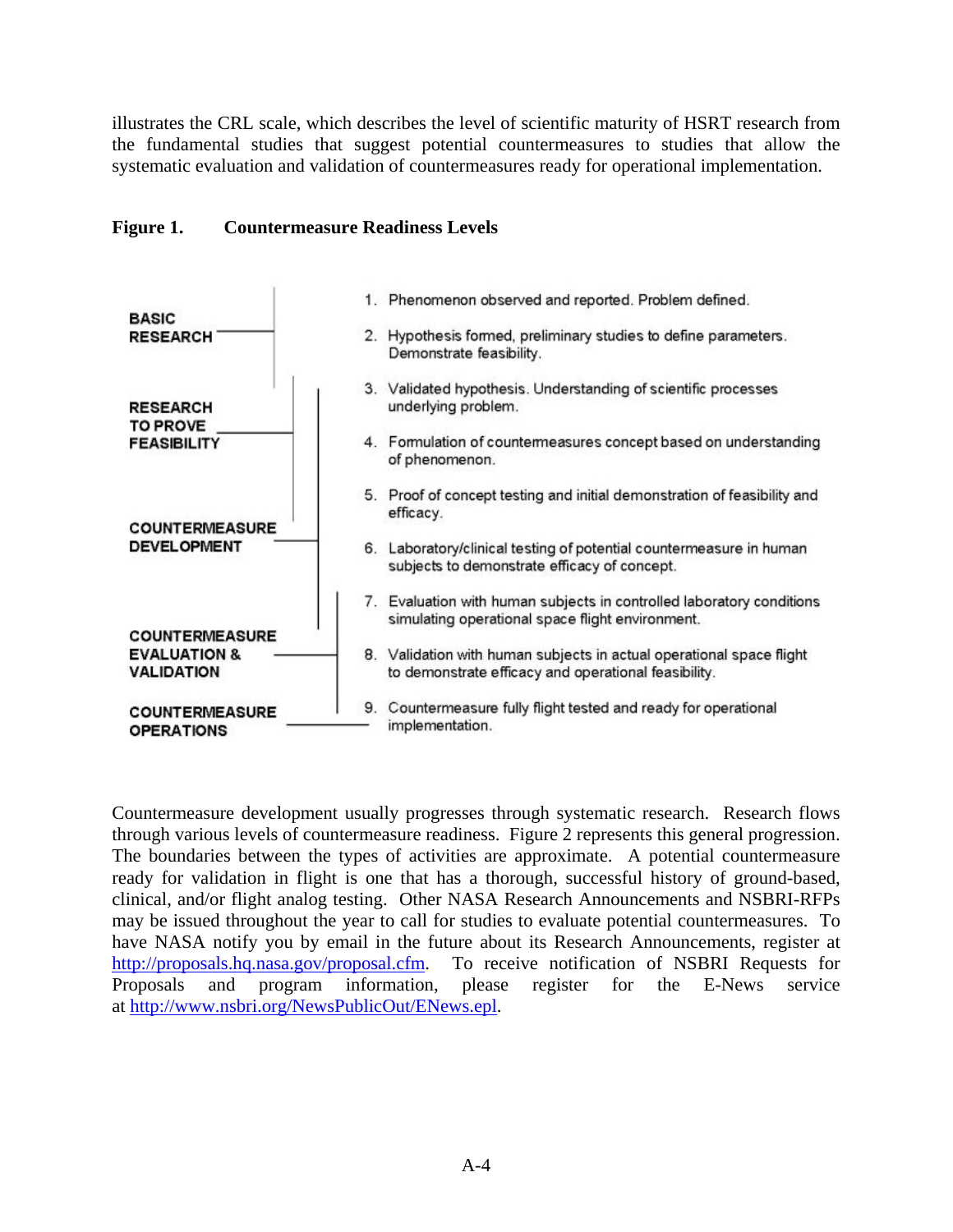illustrates the CRL scale, which describes the level of scientific maturity of HSRT research from the fundamental studies that suggest potential countermeasures to studies that allow the systematic evaluation and validation of countermeasures ready for operational implementation.

**Figure 1. Countermeasure Readiness Levels**

| Category | Level |
|---|---|
| BASIC RESEARCH | 1. Phenomenon observed and reported. Problem defined. |
| | 2. Hypothesis formed, preliminary studies to define parameters. Demonstrate feasibility. |
| RESEARCH TO PROVE FEASIBILITY | 3. Validated hypothesis. Understanding of scientific processes underlying problem. |
| | 4. Formulation of countermeasures concept based on understanding of phenomenon. |
| | 5. Proof of concept testing and initial demonstration of feasibility and efficacy. |
| COUNTERMEASURE DEVELOPMENT | 6. Laboratory/clinical testing of potential countermeasure in human subjects to demonstrate efficacy of concept. |
| | 7. Evaluation with human subjects in controlled laboratory conditions simulating operational space flight environment. |
| COUNTERMEASURE EVALUATION & VALIDATION | 8. Validation with human subjects in actual operational space flight to demonstrate efficacy and operational feasibility. |
| COUNTERMEASURE OPERATIONS | 9. Countermeasure fully flight tested and ready for operational implementation. |

Countermeasure development usually progresses through systematic research. Research flows through various levels of countermeasure readiness. Figure 2 represents this general progression. The boundaries between the types of activities are approximate. A potential countermeasure ready for validation in flight is one that has a thorough, successful history of ground-based, clinical, and/or flight analog testing. Other NASA Research Announcements and NSBRI-RFPs may be issued throughout the year to call for studies to evaluate potential countermeasures. To have NASA notify you by email in the future about its Research Announcements, register at http://proposals.hq.nasa.gov/proposal.cfm. To receive notification of NSBRI Requests for Proposals and program information, please register for the E-News service at http://www.nsbri.org/NewsPublicOut/ENews.epl.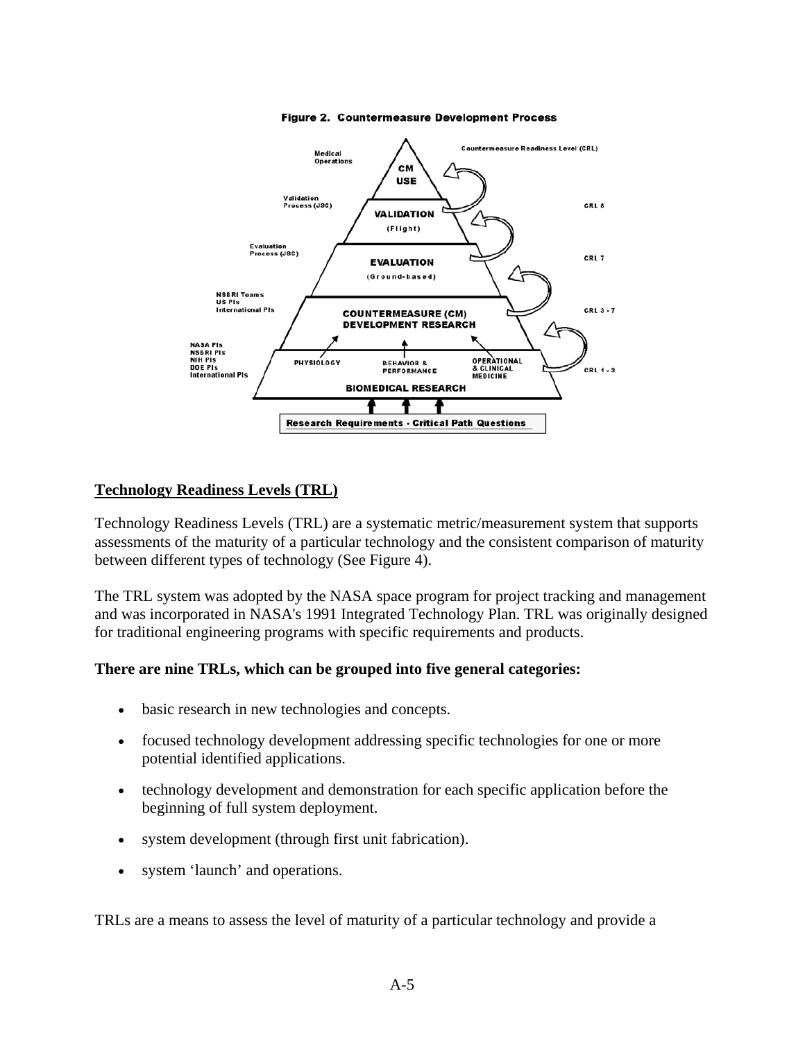Figure 2. Countermeasure Development Process

## Technology Readiness Levels (TRL)

Technology Readiness Levels (TRL) are a systematic metric/measurement system that supports assessments of the maturity of a particular technology and the consistent comparison of maturity between different types of technology (See Figure 4).

The TRL system was adopted by the NASA space program for project tracking and management and was incorporated in NASA's 1991 Integrated Technology Plan. TRL was originally designed for traditional engineering programs with specific requirements and products.

**There are nine TRLs, which can be grouped into five general categories:**

- basic research in new technologies and concepts.
- focused technology development addressing specific technologies for one or more potential identified applications.
- technology development and demonstration for each specific application before the beginning of full system deployment.
- system development (through first unit fabrication).
- system 'launch' and operations.

TRLs are a means to assess the level of maturity of a particular technology and provide a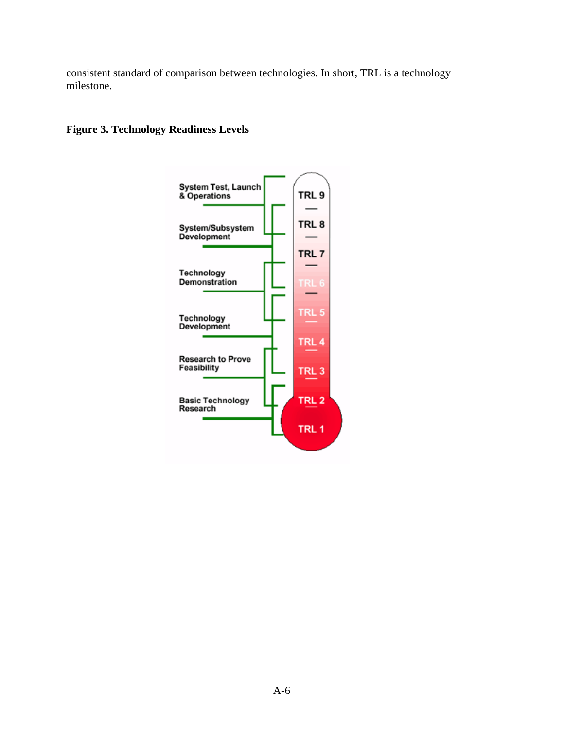consistent standard of comparison between technologies. In short, TRL is a technology milestone.

**Figure 3. Technology Readiness Levels**

System Test, Launch & Operations

System/Subsystem Development

Technology Demonstration

Technology Development

Research to Prove Feasibility

Basic Technology Research

TRL 9

TRL 8

TRL 7

TRL 6

TRL 5

TRL 4

TRL 3

TRL 2

TRL 1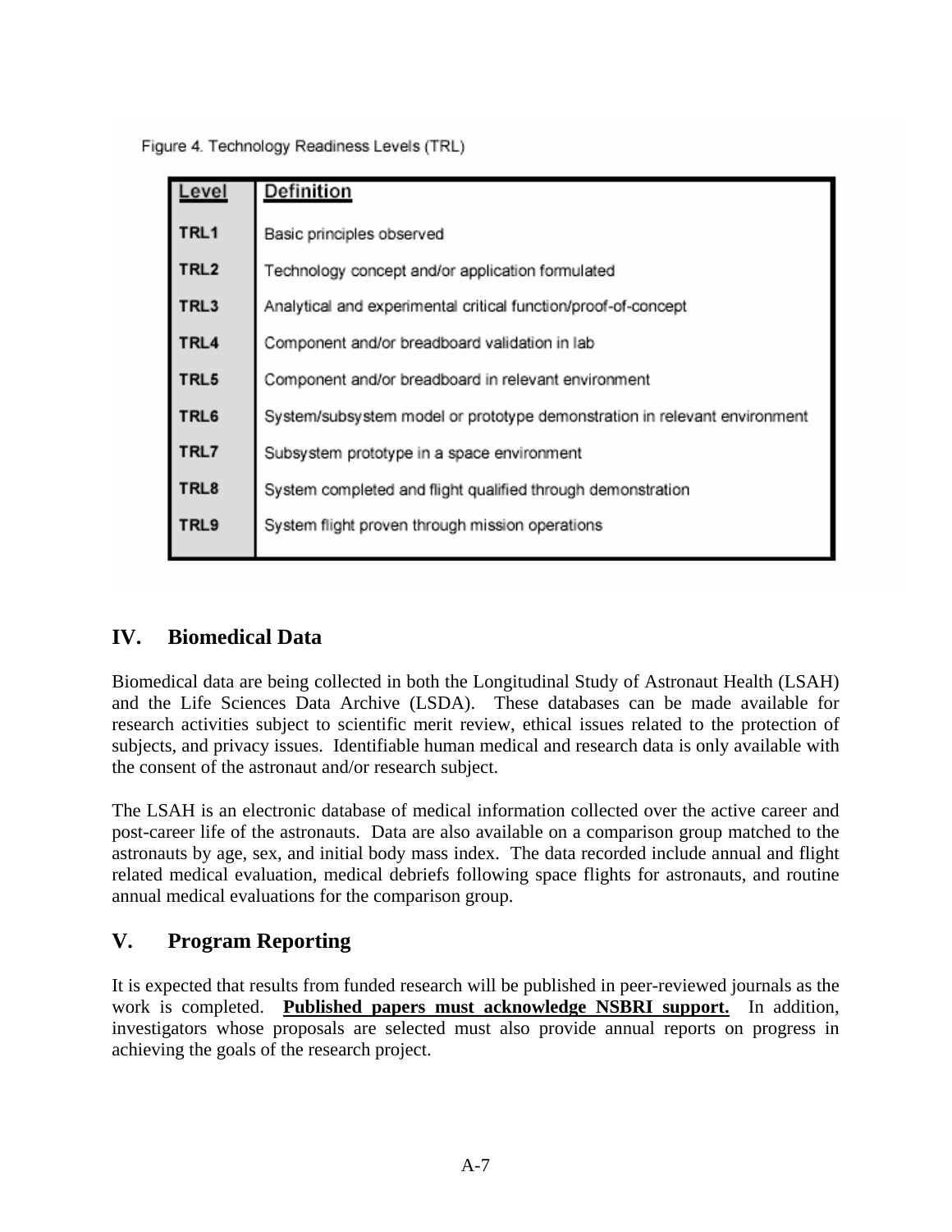Figure 4. Technology Readiness Levels (TRL)

| Level | Definition |
| --- | --- |
| TRL1 | Basic principles observed |
| TRL2 | Technology concept and/or application formulated |
| TRL3 | Analytical and experimental critical function/proof-of-concept |
| TRL4 | Component and/or breadboard validation in lab |
| TRL5 | Component and/or breadboard in relevant environment |
| TRL6 | System/subsystem model or prototype demonstration in relevant environment |
| TRL7 | Subsystem prototype in a space environment |
| TRL8 | System completed and flight qualified through demonstration |
| TRL9 | System flight proven through mission operations |

## IV. Biomedical Data

Biomedical data are being collected in both the Longitudinal Study of Astronaut Health (LSAH) and the Life Sciences Data Archive (LSDA). These databases can be made available for research activities subject to scientific merit review, ethical issues related to the protection of subjects, and privacy issues. Identifiable human medical and research data is only available with the consent of the astronaut and/or research subject.

The LSAH is an electronic database of medical information collected over the active career and post-career life of the astronauts. Data are also available on a comparison group matched to the astronauts by age, sex, and initial body mass index. The data recorded include annual and flight related medical evaluation, medical debriefs following space flights for astronauts, and routine annual medical evaluations for the comparison group.

## V. Program Reporting

It is expected that results from funded research will be published in peer-reviewed journals as the work is completed. **Published papers must acknowledge NSBRI support.** In addition, investigators whose proposals are selected must also provide annual reports on progress in achieving the goals of the research project.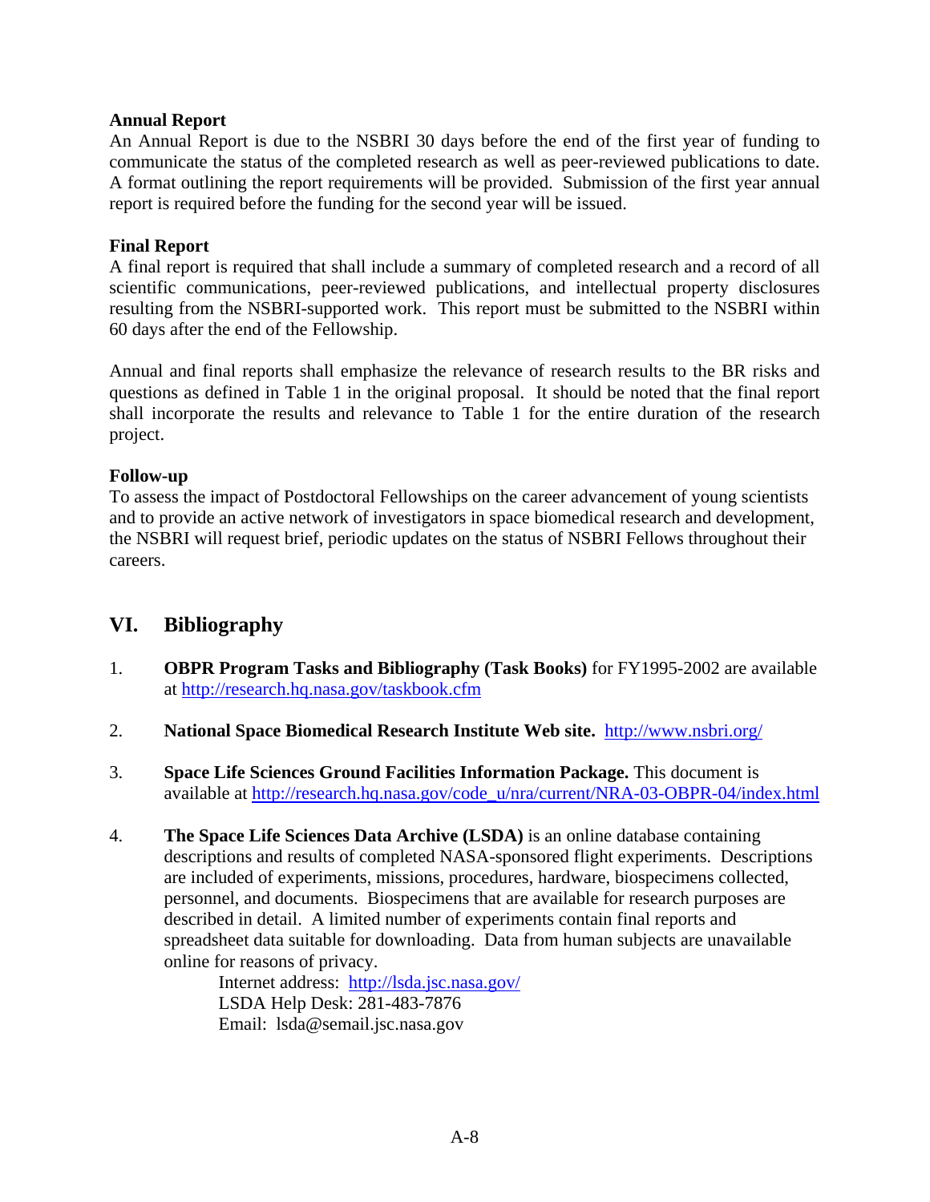**Annual Report**

An Annual Report is due to the NSBRI 30 days before the end of the first year of funding to communicate the status of the completed research as well as peer-reviewed publications to date. A format outlining the report requirements will be provided. Submission of the first year annual report is required before the funding for the second year will be issued.

**Final Report**

A final report is required that shall include a summary of completed research and a record of all scientific communications, peer-reviewed publications, and intellectual property disclosures resulting from the NSBRI-supported work. This report must be submitted to the NSBRI within 60 days after the end of the Fellowship.

Annual and final reports shall emphasize the relevance of research results to the BR risks and questions as defined in Table 1 in the original proposal. It should be noted that the final report shall incorporate the results and relevance to Table 1 for the entire duration of the research project.

**Follow-up**

To assess the impact of Postdoctoral Fellowships on the career advancement of young scientists and to provide an active network of investigators in space biomedical research and development, the NSBRI will request brief, periodic updates on the status of NSBRI Fellows throughout their careers.

## VI. Bibliography

1. **OBPR Program Tasks and Bibliography (Task Books)** for FY1995-2002 are available at http://research.hq.nasa.gov/taskbook.cfm

2. **National Space Biomedical Research Institute Web site.** http://www.nsbri.org/

3. **Space Life Sciences Ground Facilities Information Package.** This document is available at http://research.hq.nasa.gov/code_u/nra/current/NRA-03-OBPR-04/index.html

4. **The Space Life Sciences Data Archive (LSDA)** is an online database containing descriptions and results of completed NASA-sponsored flight experiments. Descriptions are included of experiments, missions, procedures, hardware, biospecimens collected, personnel, and documents. Biospecimens that are available for research purposes are described in detail. A limited number of experiments contain final reports and spreadsheet data suitable for downloading. Data from human subjects are unavailable online for reasons of privacy.

   Internet address: http://lsda.jsc.nasa.gov/
   LSDA Help Desk: 281-483-7876
   Email: lsda@semail.jsc.nasa.gov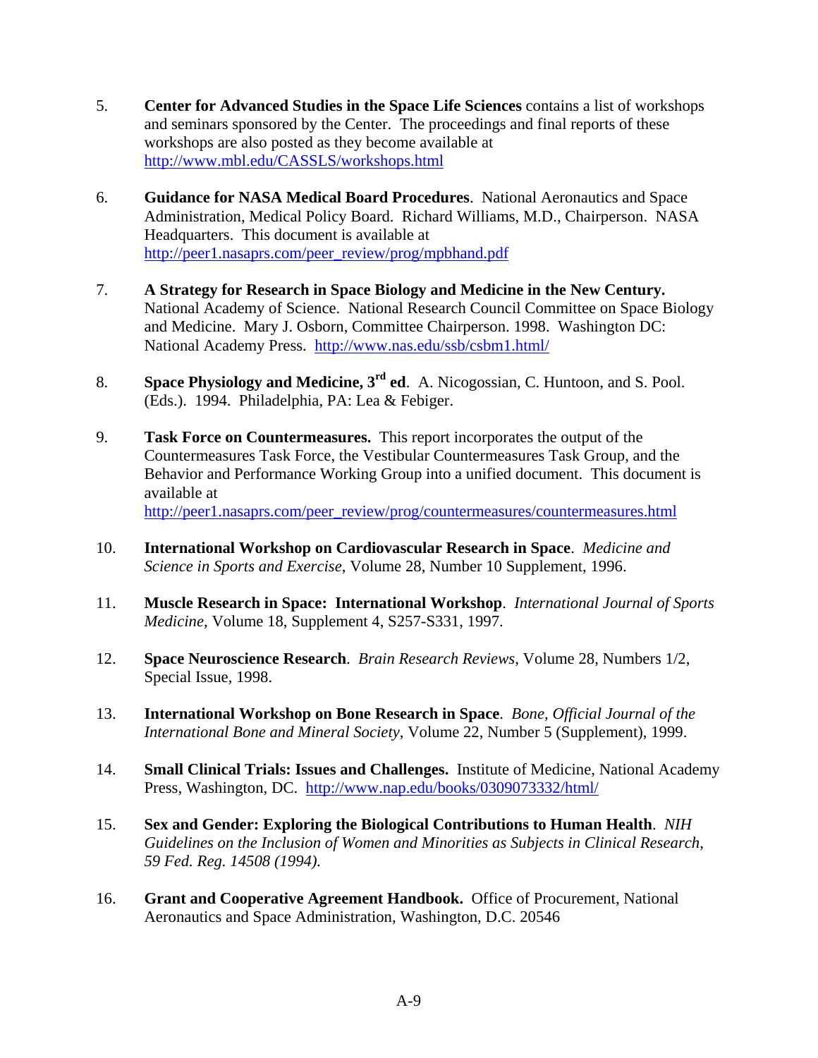5. **Center for Advanced Studies in the Space Life Sciences** contains a list of workshops and seminars sponsored by the Center. The proceedings and final reports of these workshops are also posted as they become available at http://www.mbl.edu/CASSLS/workshops.html

6. **Guidance for NASA Medical Board Procedures**. National Aeronautics and Space Administration, Medical Policy Board. Richard Williams, M.D., Chairperson. NASA Headquarters. This document is available at http://peer1.nasaprs.com/peer_review/prog/mpbhand.pdf

7. **A Strategy for Research in Space Biology and Medicine in the New Century.** National Academy of Science. National Research Council Committee on Space Biology and Medicine. Mary J. Osborn, Committee Chairperson. 1998. Washington DC: National Academy Press. http://www.nas.edu/ssb/csbm1.html/

8. **Space Physiology and Medicine, 3rd ed**. A. Nicogossian, C. Huntoon, and S. Pool. (Eds.). 1994. Philadelphia, PA: Lea & Febiger.

9. **Task Force on Countermeasures.** This report incorporates the output of the Countermeasures Task Force, the Vestibular Countermeasures Task Group, and the Behavior and Performance Working Group into a unified document. This document is available at http://peer1.nasaprs.com/peer_review/prog/countermeasures/countermeasures.html

10. **International Workshop on Cardiovascular Research in Space**. *Medicine and Science in Sports and Exercise*, Volume 28, Number 10 Supplement, 1996.

11. **Muscle Research in Space: International Workshop**. *International Journal of Sports Medicine*, Volume 18, Supplement 4, S257-S331, 1997.

12. **Space Neuroscience Research**. *Brain Research Reviews*, Volume 28, Numbers 1/2, Special Issue, 1998.

13. **International Workshop on Bone Research in Space**. *Bone, Official Journal of the International Bone and Mineral Society*, Volume 22, Number 5 (Supplement), 1999.

14. **Small Clinical Trials: Issues and Challenges.** Institute of Medicine, National Academy Press, Washington, DC. http://www.nap.edu/books/0309073332/html/

15. **Sex and Gender: Exploring the Biological Contributions to Human Health**. *NIH Guidelines on the Inclusion of Women and Minorities as Subjects in Clinical Research, 59 Fed. Reg. 14508 (1994).*

16. **Grant and Cooperative Agreement Handbook.** Office of Procurement, National Aeronautics and Space Administration, Washington, D.C. 20546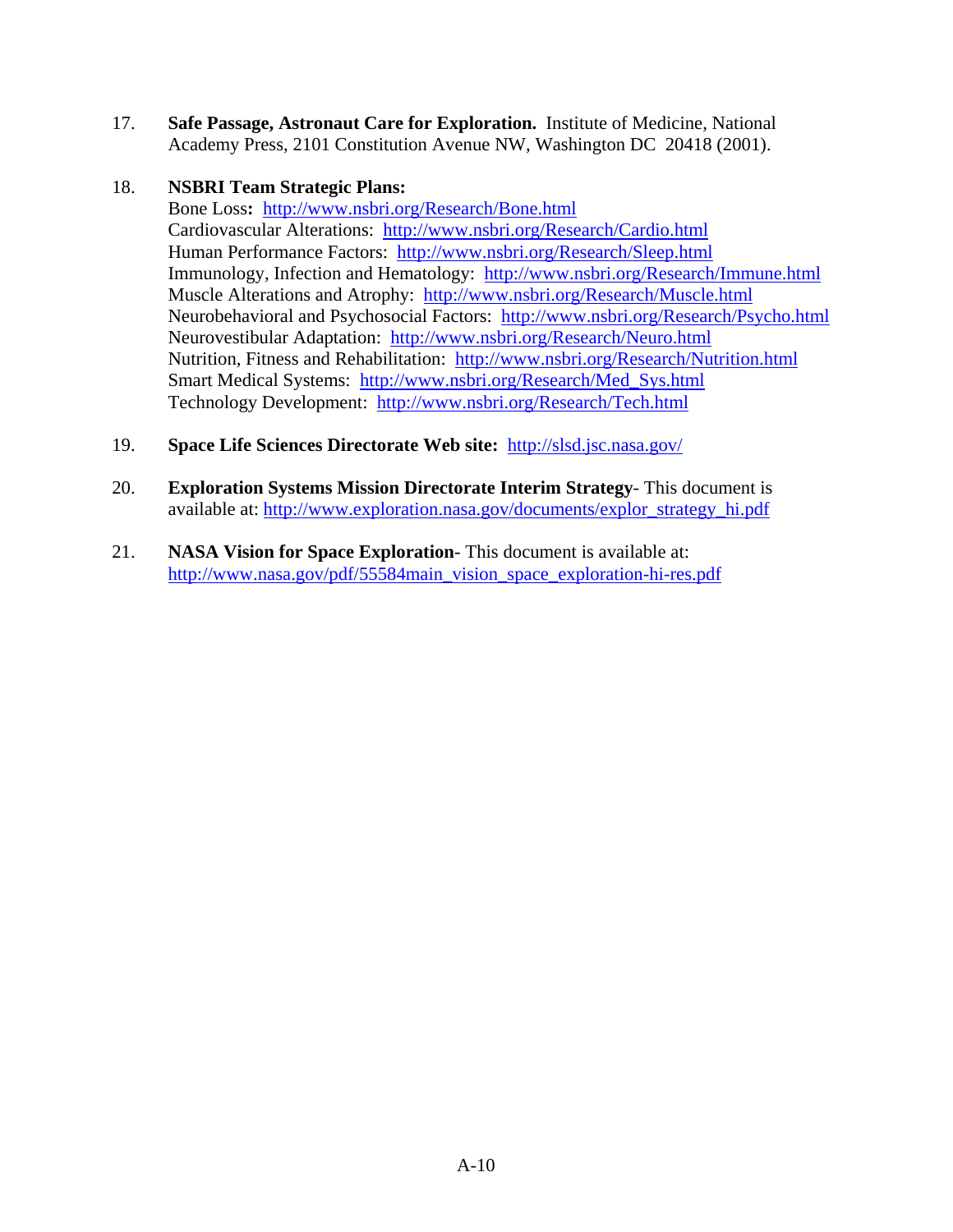17. **Safe Passage, Astronaut Care for Exploration.** Institute of Medicine, National Academy Press, 2101 Constitution Avenue NW, Washington DC 20418 (2001).

18. **NSBRI Team Strategic Plans:**
    Bone Loss**:** http://www.nsbri.org/Research/Bone.html
    Cardiovascular Alterations: http://www.nsbri.org/Research/Cardio.html
    Human Performance Factors: http://www.nsbri.org/Research/Sleep.html
    Immunology, Infection and Hematology: http://www.nsbri.org/Research/Immune.html
    Muscle Alterations and Atrophy: http://www.nsbri.org/Research/Muscle.html
    Neurobehavioral and Psychosocial Factors: http://www.nsbri.org/Research/Psycho.html
    Neurovestibular Adaptation: http://www.nsbri.org/Research/Neuro.html
    Nutrition, Fitness and Rehabilitation: http://www.nsbri.org/Research/Nutrition.html
    Smart Medical Systems: http://www.nsbri.org/Research/Med_Sys.html
    Technology Development: http://www.nsbri.org/Research/Tech.html

19. **Space Life Sciences Directorate Web site:** http://slsd.jsc.nasa.gov/

20. **Exploration Systems Mission Directorate Interim Strategy**- This document is available at: http://www.exploration.nasa.gov/documents/explor_strategy_hi.pdf

21. **NASA Vision for Space Exploration**- This document is available at: http://www.nasa.gov/pdf/55584main_vision_space_exploration-hi-res.pdf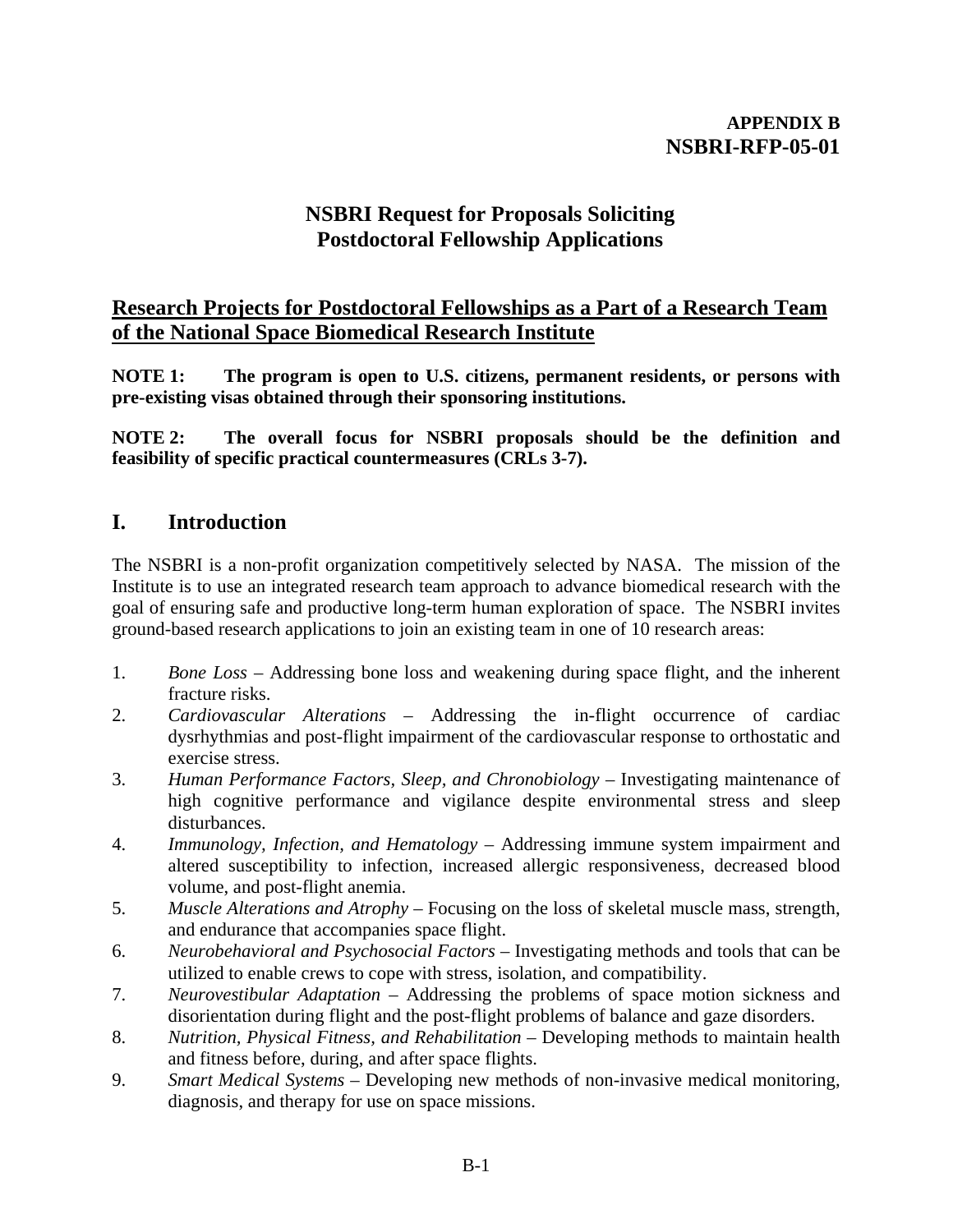**APPENDIX B**
**NSBRI-RFP-05-01**

## NSBRI Request for Proposals Soliciting Postdoctoral Fellowship Applications

## Research Projects for Postdoctoral Fellowships as a Part of a Research Team of the National Space Biomedical Research Institute

**NOTE 1: The program is open to U.S. citizens, permanent residents, or persons with pre-existing visas obtained through their sponsoring institutions.**

**NOTE 2: The overall focus for NSBRI proposals should be the definition and feasibility of specific practical countermeasures (CRLs 3-7).**

## I. Introduction

The NSBRI is a non-profit organization competitively selected by NASA. The mission of the Institute is to use an integrated research team approach to advance biomedical research with the goal of ensuring safe and productive long-term human exploration of space. The NSBRI invites ground-based research applications to join an existing team in one of 10 research areas:

1. *Bone Loss* – Addressing bone loss and weakening during space flight, and the inherent fracture risks.
2. *Cardiovascular Alterations* – Addressing the in-flight occurrence of cardiac dysrhythmias and post-flight impairment of the cardiovascular response to orthostatic and exercise stress.
3. *Human Performance Factors, Sleep, and Chronobiology* – Investigating maintenance of high cognitive performance and vigilance despite environmental stress and sleep disturbances.
4. *Immunology, Infection, and Hematology* – Addressing immune system impairment and altered susceptibility to infection, increased allergic responsiveness, decreased blood volume, and post-flight anemia.
5. *Muscle Alterations and Atrophy* – Focusing on the loss of skeletal muscle mass, strength, and endurance that accompanies space flight.
6. *Neurobehavioral and Psychosocial Factors* – Investigating methods and tools that can be utilized to enable crews to cope with stress, isolation, and compatibility.
7. *Neurovestibular Adaptation* – Addressing the problems of space motion sickness and disorientation during flight and the post-flight problems of balance and gaze disorders.
8. *Nutrition, Physical Fitness, and Rehabilitation* – Developing methods to maintain health and fitness before, during, and after space flights.
9. *Smart Medical Systems* – Developing new methods of non-invasive medical monitoring, diagnosis, and therapy for use on space missions.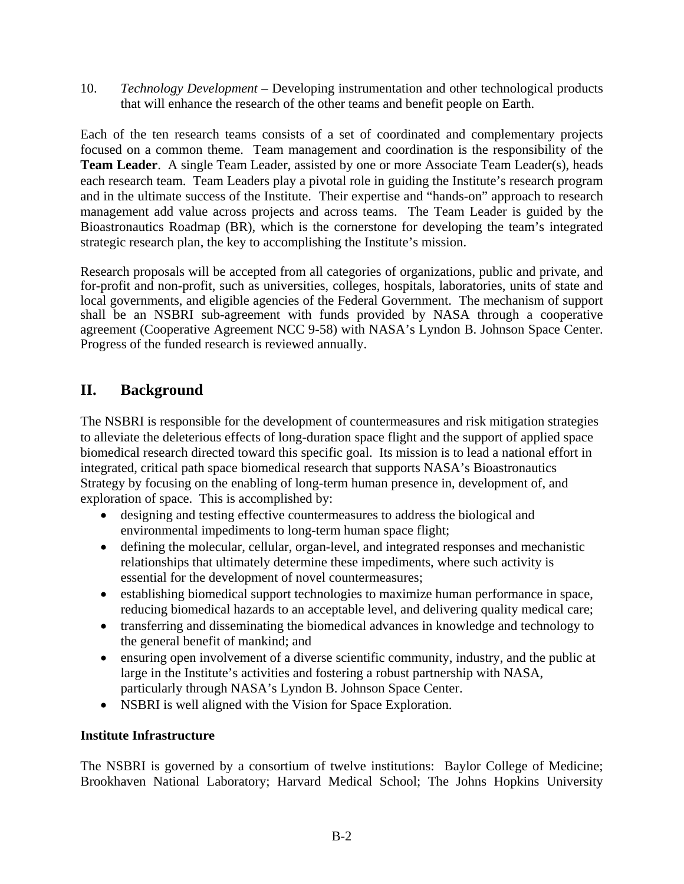10. *Technology Development* – Developing instrumentation and other technological products that will enhance the research of the other teams and benefit people on Earth.

Each of the ten research teams consists of a set of coordinated and complementary projects focused on a common theme. Team management and coordination is the responsibility of the **Team Leader**. A single Team Leader, assisted by one or more Associate Team Leader(s), heads each research team. Team Leaders play a pivotal role in guiding the Institute's research program and in the ultimate success of the Institute. Their expertise and "hands-on" approach to research management add value across projects and across teams. The Team Leader is guided by the Bioastronautics Roadmap (BR), which is the cornerstone for developing the team's integrated strategic research plan, the key to accomplishing the Institute's mission.

Research proposals will be accepted from all categories of organizations, public and private, and for-profit and non-profit, such as universities, colleges, hospitals, laboratories, units of state and local governments, and eligible agencies of the Federal Government. The mechanism of support shall be an NSBRI sub-agreement with funds provided by NASA through a cooperative agreement (Cooperative Agreement NCC 9-58) with NASA's Lyndon B. Johnson Space Center. Progress of the funded research is reviewed annually.

## II. Background

The NSBRI is responsible for the development of countermeasures and risk mitigation strategies to alleviate the deleterious effects of long-duration space flight and the support of applied space biomedical research directed toward this specific goal. Its mission is to lead a national effort in integrated, critical path space biomedical research that supports NASA's Bioastronautics Strategy by focusing on the enabling of long-term human presence in, development of, and exploration of space. This is accomplished by:

- designing and testing effective countermeasures to address the biological and environmental impediments to long-term human space flight;
- defining the molecular, cellular, organ-level, and integrated responses and mechanistic relationships that ultimately determine these impediments, where such activity is essential for the development of novel countermeasures;
- establishing biomedical support technologies to maximize human performance in space, reducing biomedical hazards to an acceptable level, and delivering quality medical care;
- transferring and disseminating the biomedical advances in knowledge and technology to the general benefit of mankind; and
- ensuring open involvement of a diverse scientific community, industry, and the public at large in the Institute's activities and fostering a robust partnership with NASA, particularly through NASA's Lyndon B. Johnson Space Center.
- NSBRI is well aligned with the Vision for Space Exploration.

**Institute Infrastructure**

The NSBRI is governed by a consortium of twelve institutions: Baylor College of Medicine; Brookhaven National Laboratory; Harvard Medical School; The Johns Hopkins University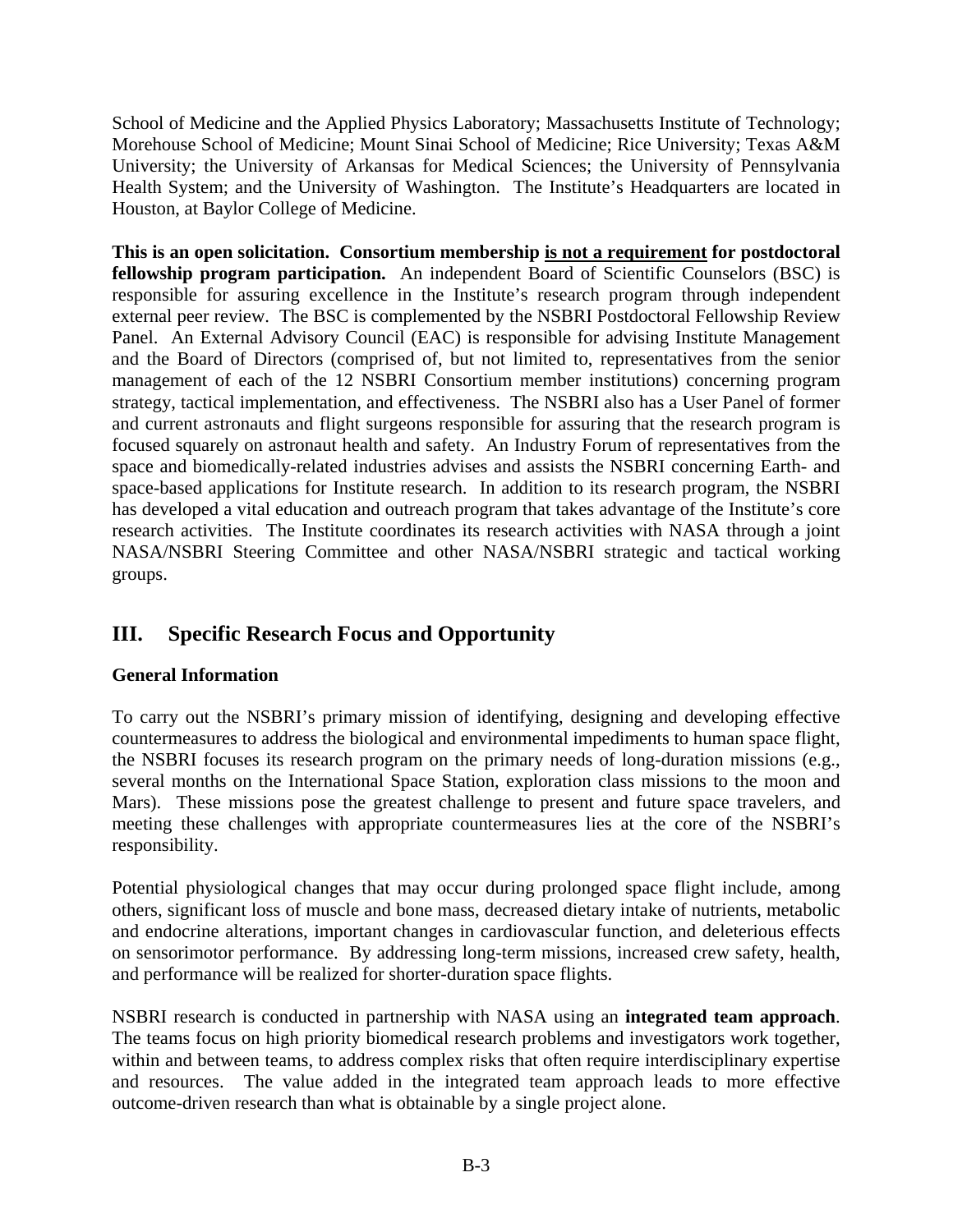School of Medicine and the Applied Physics Laboratory; Massachusetts Institute of Technology; Morehouse School of Medicine; Mount Sinai School of Medicine; Rice University; Texas A&M University; the University of Arkansas for Medical Sciences; the University of Pennsylvania Health System; and the University of Washington. The Institute's Headquarters are located in Houston, at Baylor College of Medicine.

**This is an open solicitation. Consortium membership <u>is not a requirement</u> for postdoctoral fellowship program participation.** An independent Board of Scientific Counselors (BSC) is responsible for assuring excellence in the Institute's research program through independent external peer review. The BSC is complemented by the NSBRI Postdoctoral Fellowship Review Panel. An External Advisory Council (EAC) is responsible for advising Institute Management and the Board of Directors (comprised of, but not limited to, representatives from the senior management of each of the 12 NSBRI Consortium member institutions) concerning program strategy, tactical implementation, and effectiveness. The NSBRI also has a User Panel of former and current astronauts and flight surgeons responsible for assuring that the research program is focused squarely on astronaut health and safety. An Industry Forum of representatives from the space and biomedically-related industries advises and assists the NSBRI concerning Earth- and space-based applications for Institute research. In addition to its research program, the NSBRI has developed a vital education and outreach program that takes advantage of the Institute's core research activities. The Institute coordinates its research activities with NASA through a joint NASA/NSBRI Steering Committee and other NASA/NSBRI strategic and tactical working groups.

## III. Specific Research Focus and Opportunity

**General Information**

To carry out the NSBRI's primary mission of identifying, designing and developing effective countermeasures to address the biological and environmental impediments to human space flight, the NSBRI focuses its research program on the primary needs of long-duration missions (e.g., several months on the International Space Station, exploration class missions to the moon and Mars). These missions pose the greatest challenge to present and future space travelers, and meeting these challenges with appropriate countermeasures lies at the core of the NSBRI's responsibility.

Potential physiological changes that may occur during prolonged space flight include, among others, significant loss of muscle and bone mass, decreased dietary intake of nutrients, metabolic and endocrine alterations, important changes in cardiovascular function, and deleterious effects on sensorimotor performance. By addressing long-term missions, increased crew safety, health, and performance will be realized for shorter-duration space flights.

NSBRI research is conducted in partnership with NASA using an **integrated team approach**. The teams focus on high priority biomedical research problems and investigators work together, within and between teams, to address complex risks that often require interdisciplinary expertise and resources. The value added in the integrated team approach leads to more effective outcome-driven research than what is obtainable by a single project alone.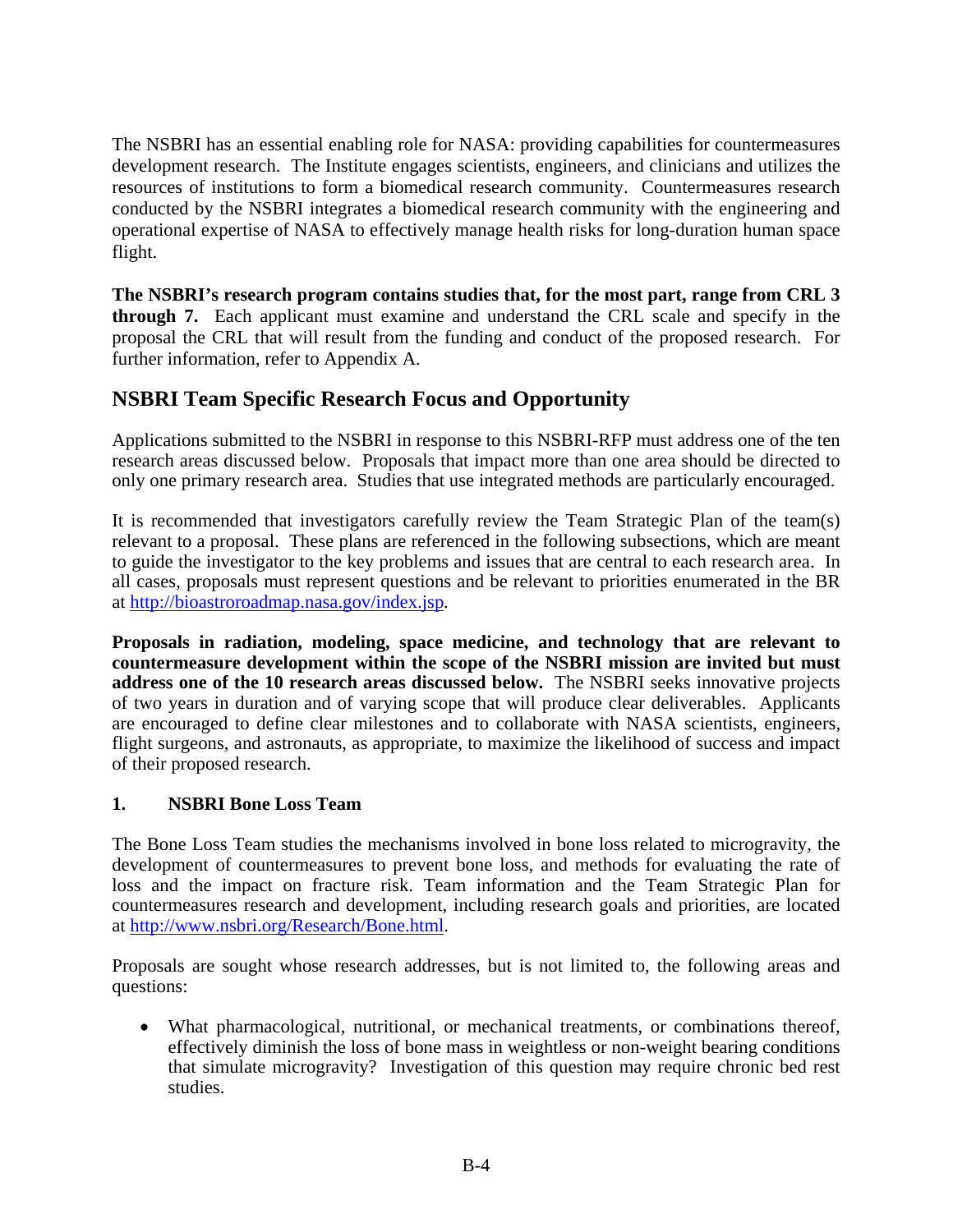The NSBRI has an essential enabling role for NASA: providing capabilities for countermeasures development research. The Institute engages scientists, engineers, and clinicians and utilizes the resources of institutions to form a biomedical research community. Countermeasures research conducted by the NSBRI integrates a biomedical research community with the engineering and operational expertise of NASA to effectively manage health risks for long-duration human space flight.

**The NSBRI's research program contains studies that, for the most part, range from CRL 3 through 7.** Each applicant must examine and understand the CRL scale and specify in the proposal the CRL that will result from the funding and conduct of the proposed research. For further information, refer to Appendix A.

## NSBRI Team Specific Research Focus and Opportunity

Applications submitted to the NSBRI in response to this NSBRI-RFP must address one of the ten research areas discussed below. Proposals that impact more than one area should be directed to only one primary research area. Studies that use integrated methods are particularly encouraged.

It is recommended that investigators carefully review the Team Strategic Plan of the team(s) relevant to a proposal. These plans are referenced in the following subsections, which are meant to guide the investigator to the key problems and issues that are central to each research area. In all cases, proposals must represent questions and be relevant to priorities enumerated in the BR at http://bioastroroadmap.nasa.gov/index.jsp.

**Proposals in radiation, modeling, space medicine, and technology that are relevant to countermeasure development within the scope of the NSBRI mission are invited but must address one of the 10 research areas discussed below.** The NSBRI seeks innovative projects of two years in duration and of varying scope that will produce clear deliverables. Applicants are encouraged to define clear milestones and to collaborate with NASA scientists, engineers, flight surgeons, and astronauts, as appropriate, to maximize the likelihood of success and impact of their proposed research.

### 1. NSBRI Bone Loss Team

The Bone Loss Team studies the mechanisms involved in bone loss related to microgravity, the development of countermeasures to prevent bone loss, and methods for evaluating the rate of loss and the impact on fracture risk. Team information and the Team Strategic Plan for countermeasures research and development, including research goals and priorities, are located at http://www.nsbri.org/Research/Bone.html.

Proposals are sought whose research addresses, but is not limited to, the following areas and questions:

- What pharmacological, nutritional, or mechanical treatments, or combinations thereof, effectively diminish the loss of bone mass in weightless or non-weight bearing conditions that simulate microgravity? Investigation of this question may require chronic bed rest studies.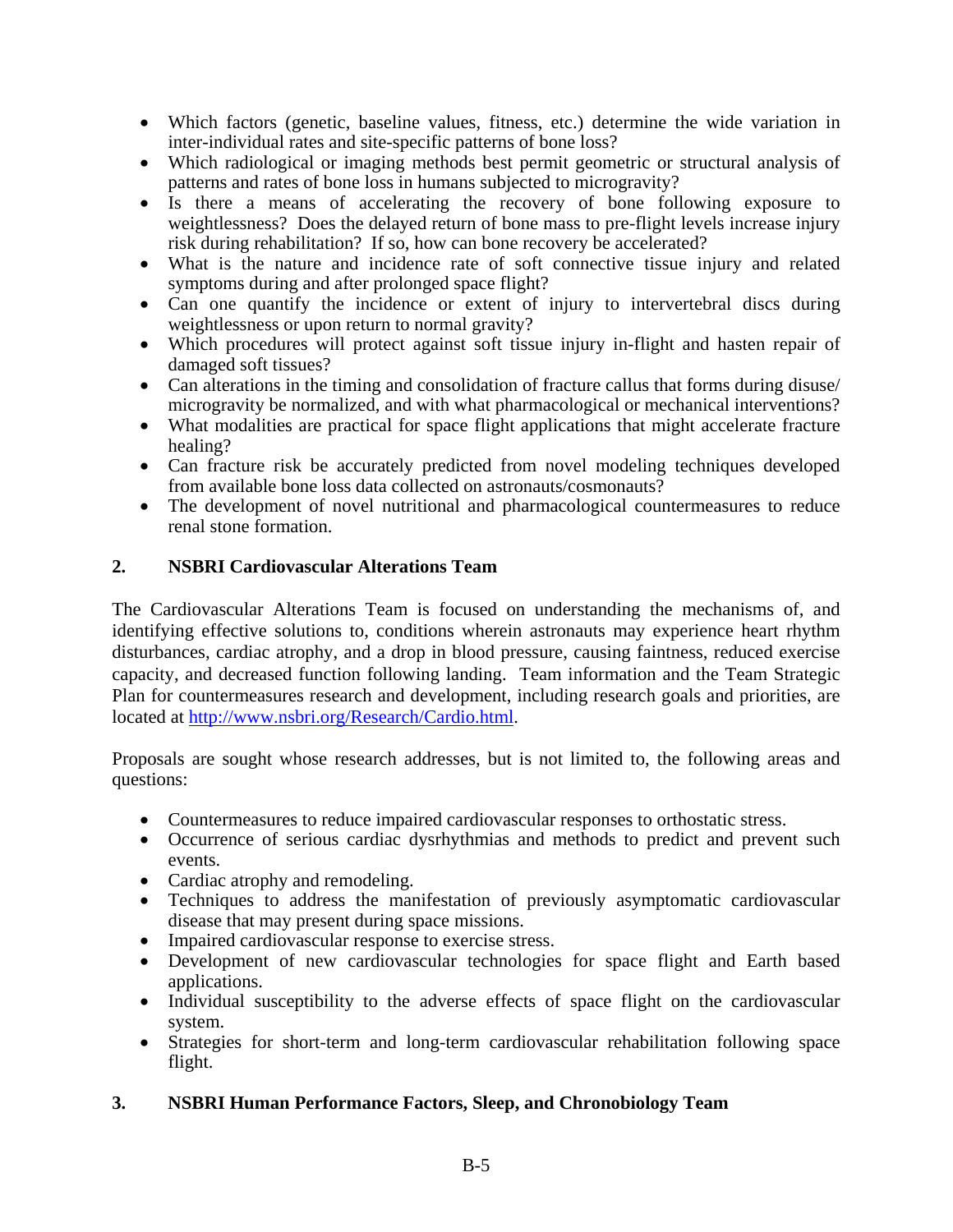- Which factors (genetic, baseline values, fitness, etc.) determine the wide variation in inter-individual rates and site-specific patterns of bone loss?
- Which radiological or imaging methods best permit geometric or structural analysis of patterns and rates of bone loss in humans subjected to microgravity?
- Is there a means of accelerating the recovery of bone following exposure to weightlessness? Does the delayed return of bone mass to pre-flight levels increase injury risk during rehabilitation? If so, how can bone recovery be accelerated?
- What is the nature and incidence rate of soft connective tissue injury and related symptoms during and after prolonged space flight?
- Can one quantify the incidence or extent of injury to intervertebral discs during weightlessness or upon return to normal gravity?
- Which procedures will protect against soft tissue injury in-flight and hasten repair of damaged soft tissues?
- Can alterations in the timing and consolidation of fracture callus that forms during disuse/ microgravity be normalized, and with what pharmacological or mechanical interventions?
- What modalities are practical for space flight applications that might accelerate fracture healing?
- Can fracture risk be accurately predicted from novel modeling techniques developed from available bone loss data collected on astronauts/cosmonauts?
- The development of novel nutritional and pharmacological countermeasures to reduce renal stone formation.

## 2. NSBRI Cardiovascular Alterations Team

The Cardiovascular Alterations Team is focused on understanding the mechanisms of, and identifying effective solutions to, conditions wherein astronauts may experience heart rhythm disturbances, cardiac atrophy, and a drop in blood pressure, causing faintness, reduced exercise capacity, and decreased function following landing. Team information and the Team Strategic Plan for countermeasures research and development, including research goals and priorities, are located at http://www.nsbri.org/Research/Cardio.html.

Proposals are sought whose research addresses, but is not limited to, the following areas and questions:

- Countermeasures to reduce impaired cardiovascular responses to orthostatic stress.
- Occurrence of serious cardiac dysrhythmias and methods to predict and prevent such events.
- Cardiac atrophy and remodeling.
- Techniques to address the manifestation of previously asymptomatic cardiovascular disease that may present during space missions.
- Impaired cardiovascular response to exercise stress.
- Development of new cardiovascular technologies for space flight and Earth based applications.
- Individual susceptibility to the adverse effects of space flight on the cardiovascular system.
- Strategies for short-term and long-term cardiovascular rehabilitation following space flight.

## 3. NSBRI Human Performance Factors, Sleep, and Chronobiology Team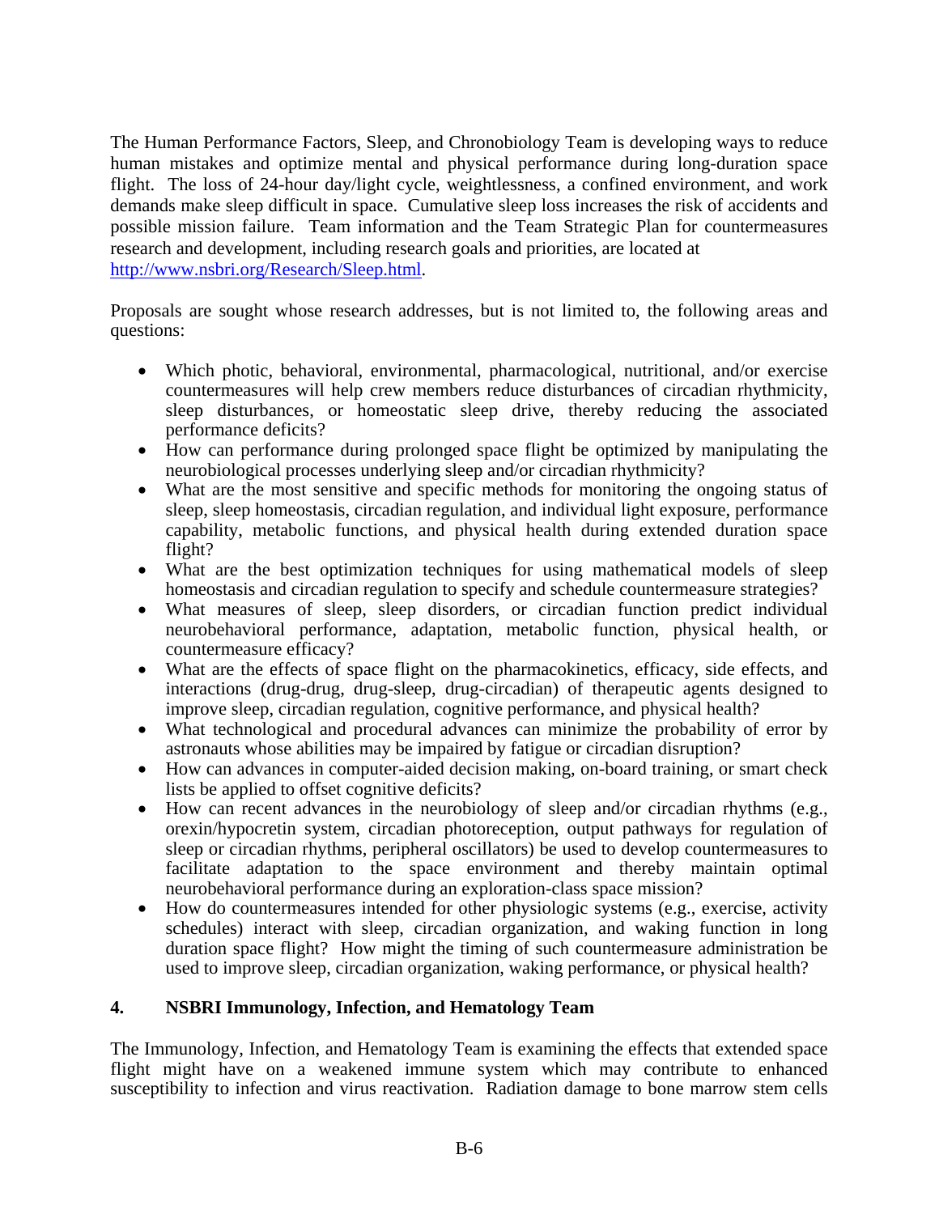The Human Performance Factors, Sleep, and Chronobiology Team is developing ways to reduce human mistakes and optimize mental and physical performance during long-duration space flight. The loss of 24-hour day/light cycle, weightlessness, a confined environment, and work demands make sleep difficult in space. Cumulative sleep loss increases the risk of accidents and possible mission failure. Team information and the Team Strategic Plan for countermeasures research and development, including research goals and priorities, are located at http://www.nsbri.org/Research/Sleep.html.

Proposals are sought whose research addresses, but is not limited to, the following areas and questions:

- Which photic, behavioral, environmental, pharmacological, nutritional, and/or exercise countermeasures will help crew members reduce disturbances of circadian rhythmicity, sleep disturbances, or homeostatic sleep drive, thereby reducing the associated performance deficits?
- How can performance during prolonged space flight be optimized by manipulating the neurobiological processes underlying sleep and/or circadian rhythmicity?
- What are the most sensitive and specific methods for monitoring the ongoing status of sleep, sleep homeostasis, circadian regulation, and individual light exposure, performance capability, metabolic functions, and physical health during extended duration space flight?
- What are the best optimization techniques for using mathematical models of sleep homeostasis and circadian regulation to specify and schedule countermeasure strategies?
- What measures of sleep, sleep disorders, or circadian function predict individual neurobehavioral performance, adaptation, metabolic function, physical health, or countermeasure efficacy?
- What are the effects of space flight on the pharmacokinetics, efficacy, side effects, and interactions (drug-drug, drug-sleep, drug-circadian) of therapeutic agents designed to improve sleep, circadian regulation, cognitive performance, and physical health?
- What technological and procedural advances can minimize the probability of error by astronauts whose abilities may be impaired by fatigue or circadian disruption?
- How can advances in computer-aided decision making, on-board training, or smart check lists be applied to offset cognitive deficits?
- How can recent advances in the neurobiology of sleep and/or circadian rhythms (e.g., orexin/hypocretin system, circadian photoreception, output pathways for regulation of sleep or circadian rhythms, peripheral oscillators) be used to develop countermeasures to facilitate adaptation to the space environment and thereby maintain optimal neurobehavioral performance during an exploration-class space mission?
- How do countermeasures intended for other physiologic systems (e.g., exercise, activity schedules) interact with sleep, circadian organization, and waking function in long duration space flight? How might the timing of such countermeasure administration be used to improve sleep, circadian organization, waking performance, or physical health?

## 4. NSBRI Immunology, Infection, and Hematology Team

The Immunology, Infection, and Hematology Team is examining the effects that extended space flight might have on a weakened immune system which may contribute to enhanced susceptibility to infection and virus reactivation. Radiation damage to bone marrow stem cells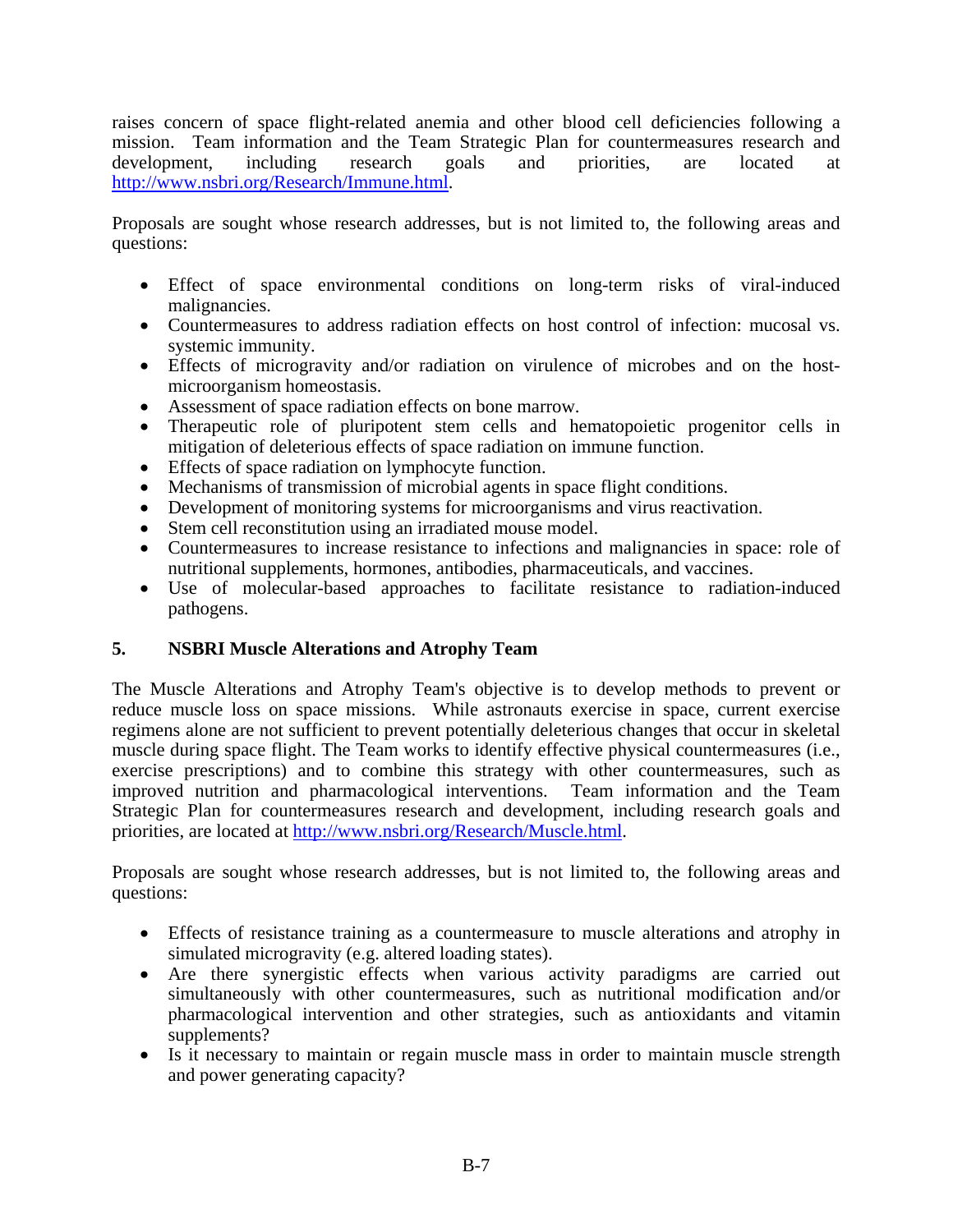raises concern of space flight-related anemia and other blood cell deficiencies following a mission. Team information and the Team Strategic Plan for countermeasures research and development, including research goals and priorities, are located at http://www.nsbri.org/Research/Immune.html.

Proposals are sought whose research addresses, but is not limited to, the following areas and questions:

- Effect of space environmental conditions on long-term risks of viral-induced malignancies.
- Countermeasures to address radiation effects on host control of infection: mucosal vs. systemic immunity.
- Effects of microgravity and/or radiation on virulence of microbes and on the host-microorganism homeostasis.
- Assessment of space radiation effects on bone marrow.
- Therapeutic role of pluripotent stem cells and hematopoietic progenitor cells in mitigation of deleterious effects of space radiation on immune function.
- Effects of space radiation on lymphocyte function.
- Mechanisms of transmission of microbial agents in space flight conditions.
- Development of monitoring systems for microorganisms and virus reactivation.
- Stem cell reconstitution using an irradiated mouse model.
- Countermeasures to increase resistance to infections and malignancies in space: role of nutritional supplements, hormones, antibodies, pharmaceuticals, and vaccines.
- Use of molecular-based approaches to facilitate resistance to radiation-induced pathogens.

## 5. NSBRI Muscle Alterations and Atrophy Team

The Muscle Alterations and Atrophy Team's objective is to develop methods to prevent or reduce muscle loss on space missions. While astronauts exercise in space, current exercise regimens alone are not sufficient to prevent potentially deleterious changes that occur in skeletal muscle during space flight. The Team works to identify effective physical countermeasures (i.e., exercise prescriptions) and to combine this strategy with other countermeasures, such as improved nutrition and pharmacological interventions. Team information and the Team Strategic Plan for countermeasures research and development, including research goals and priorities, are located at http://www.nsbri.org/Research/Muscle.html.

Proposals are sought whose research addresses, but is not limited to, the following areas and questions:

- Effects of resistance training as a countermeasure to muscle alterations and atrophy in simulated microgravity (e.g. altered loading states).
- Are there synergistic effects when various activity paradigms are carried out simultaneously with other countermeasures, such as nutritional modification and/or pharmacological intervention and other strategies, such as antioxidants and vitamin supplements?
- Is it necessary to maintain or regain muscle mass in order to maintain muscle strength and power generating capacity?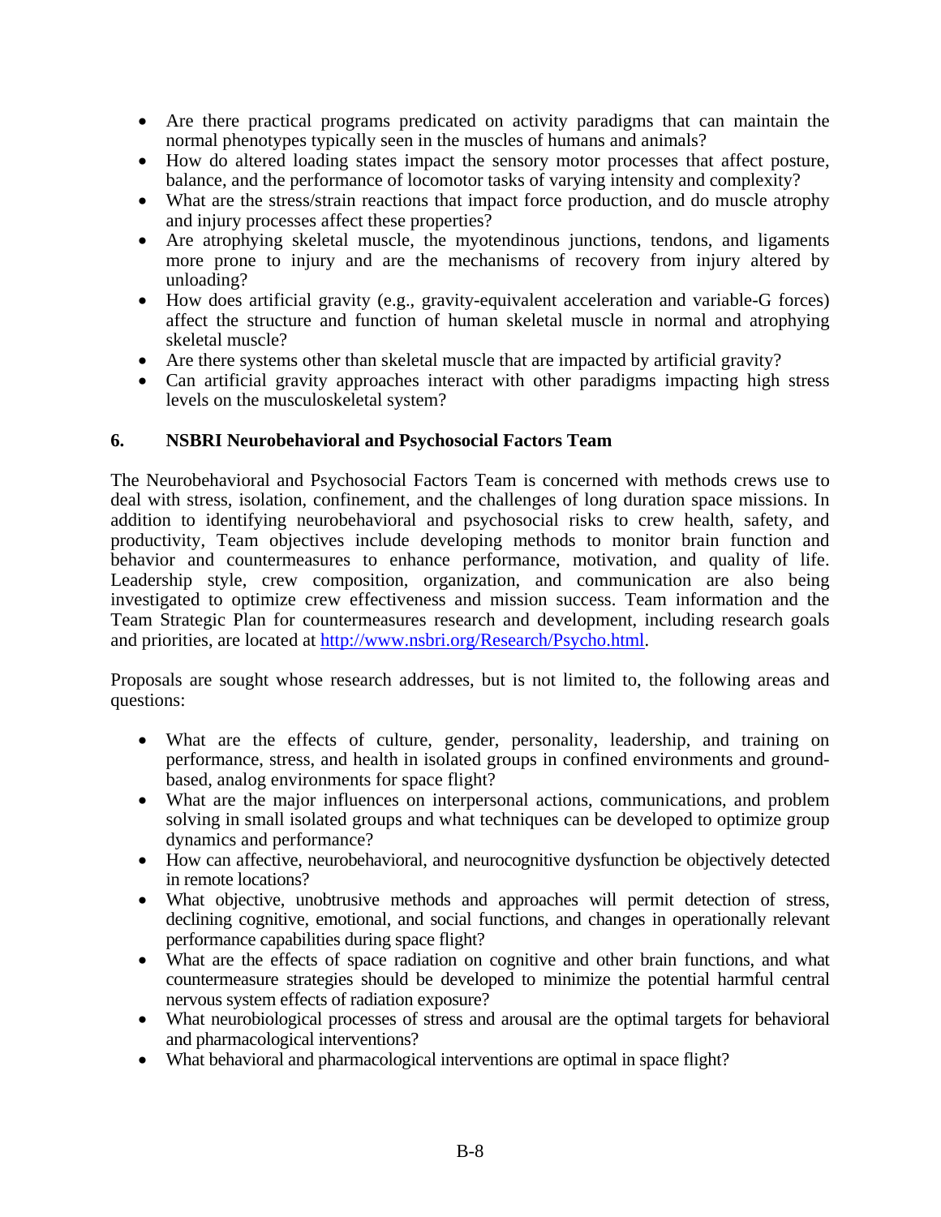- Are there practical programs predicated on activity paradigms that can maintain the normal phenotypes typically seen in the muscles of humans and animals?
- How do altered loading states impact the sensory motor processes that affect posture, balance, and the performance of locomotor tasks of varying intensity and complexity?
- What are the stress/strain reactions that impact force production, and do muscle atrophy and injury processes affect these properties?
- Are atrophying skeletal muscle, the myotendinous junctions, tendons, and ligaments more prone to injury and are the mechanisms of recovery from injury altered by unloading?
- How does artificial gravity (e.g., gravity-equivalent acceleration and variable-G forces) affect the structure and function of human skeletal muscle in normal and atrophying skeletal muscle?
- Are there systems other than skeletal muscle that are impacted by artificial gravity?
- Can artificial gravity approaches interact with other paradigms impacting high stress levels on the musculoskeletal system?

### 6. NSBRI Neurobehavioral and Psychosocial Factors Team

The Neurobehavioral and Psychosocial Factors Team is concerned with methods crews use to deal with stress, isolation, confinement, and the challenges of long duration space missions. In addition to identifying neurobehavioral and psychosocial risks to crew health, safety, and productivity, Team objectives include developing methods to monitor brain function and behavior and countermeasures to enhance performance, motivation, and quality of life. Leadership style, crew composition, organization, and communication are also being investigated to optimize crew effectiveness and mission success. Team information and the Team Strategic Plan for countermeasures research and development, including research goals and priorities, are located at [http://www.nsbri.org/Research/Psycho.html](http://www.nsbri.org/Research/Psycho.html).

Proposals are sought whose research addresses, but is not limited to, the following areas and questions:

- What are the effects of culture, gender, personality, leadership, and training on performance, stress, and health in isolated groups in confined environments and ground-based, analog environments for space flight?
- What are the major influences on interpersonal actions, communications, and problem solving in small isolated groups and what techniques can be developed to optimize group dynamics and performance?
- How can affective, neurobehavioral, and neurocognitive dysfunction be objectively detected in remote locations?
- What objective, unobtrusive methods and approaches will permit detection of stress, declining cognitive, emotional, and social functions, and changes in operationally relevant performance capabilities during space flight?
- What are the effects of space radiation on cognitive and other brain functions, and what countermeasure strategies should be developed to minimize the potential harmful central nervous system effects of radiation exposure?
- What neurobiological processes of stress and arousal are the optimal targets for behavioral and pharmacological interventions?
- What behavioral and pharmacological interventions are optimal in space flight?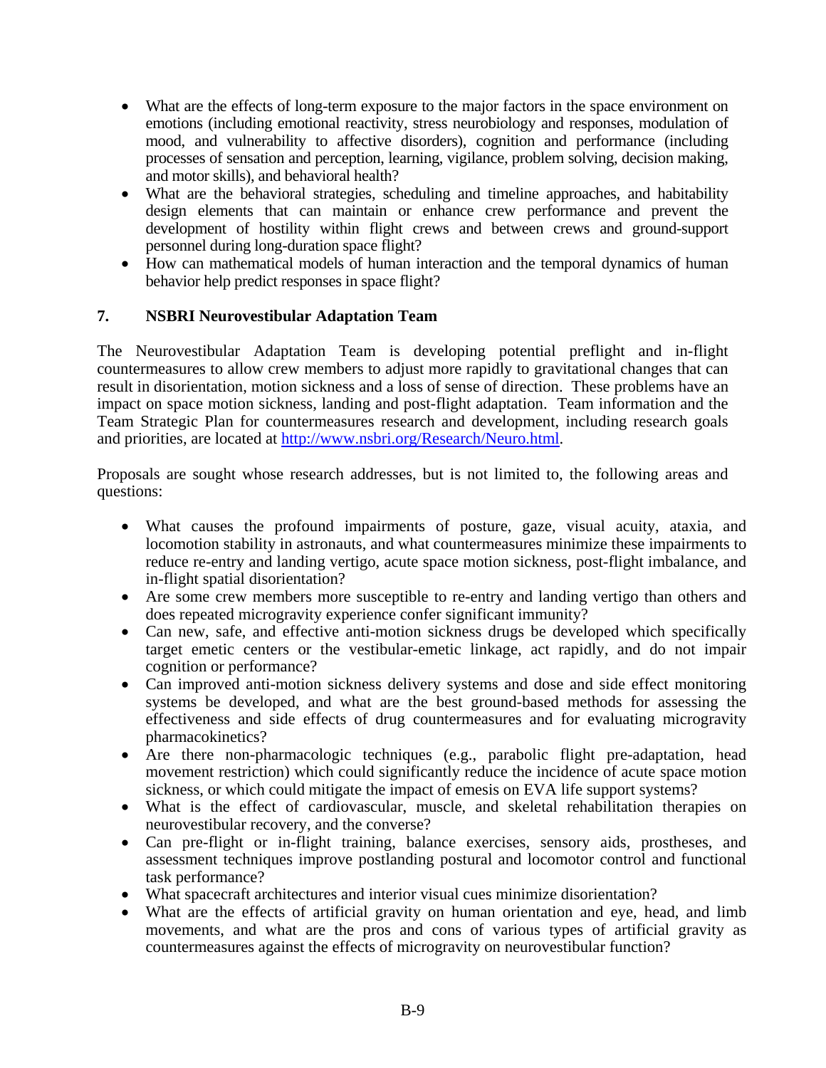- What are the effects of long-term exposure to the major factors in the space environment on emotions (including emotional reactivity, stress neurobiology and responses, modulation of mood, and vulnerability to affective disorders), cognition and performance (including processes of sensation and perception, learning, vigilance, problem solving, decision making, and motor skills), and behavioral health?
- What are the behavioral strategies, scheduling and timeline approaches, and habitability design elements that can maintain or enhance crew performance and prevent the development of hostility within flight crews and between crews and ground-support personnel during long-duration space flight?
- How can mathematical models of human interaction and the temporal dynamics of human behavior help predict responses in space flight?

## 7. NSBRI Neurovestibular Adaptation Team

The Neurovestibular Adaptation Team is developing potential preflight and in-flight countermeasures to allow crew members to adjust more rapidly to gravitational changes that can result in disorientation, motion sickness and a loss of sense of direction. These problems have an impact on space motion sickness, landing and post-flight adaptation. Team information and the Team Strategic Plan for countermeasures research and development, including research goals and priorities, are located at http://www.nsbri.org/Research/Neuro.html.

Proposals are sought whose research addresses, but is not limited to, the following areas and questions:

- What causes the profound impairments of posture, gaze, visual acuity, ataxia, and locomotion stability in astronauts, and what countermeasures minimize these impairments to reduce re-entry and landing vertigo, acute space motion sickness, post-flight imbalance, and in-flight spatial disorientation?
- Are some crew members more susceptible to re-entry and landing vertigo than others and does repeated microgravity experience confer significant immunity?
- Can new, safe, and effective anti-motion sickness drugs be developed which specifically target emetic centers or the vestibular-emetic linkage, act rapidly, and do not impair cognition or performance?
- Can improved anti-motion sickness delivery systems and dose and side effect monitoring systems be developed, and what are the best ground-based methods for assessing the effectiveness and side effects of drug countermeasures and for evaluating microgravity pharmacokinetics?
- Are there non-pharmacologic techniques (e.g., parabolic flight pre-adaptation, head movement restriction) which could significantly reduce the incidence of acute space motion sickness, or which could mitigate the impact of emesis on EVA life support systems?
- What is the effect of cardiovascular, muscle, and skeletal rehabilitation therapies on neurovestibular recovery, and the converse?
- Can pre-flight or in-flight training, balance exercises, sensory aids, prostheses, and assessment techniques improve postlanding postural and locomotor control and functional task performance?
- What spacecraft architectures and interior visual cues minimize disorientation?
- What are the effects of artificial gravity on human orientation and eye, head, and limb movements, and what are the pros and cons of various types of artificial gravity as countermeasures against the effects of microgravity on neurovestibular function?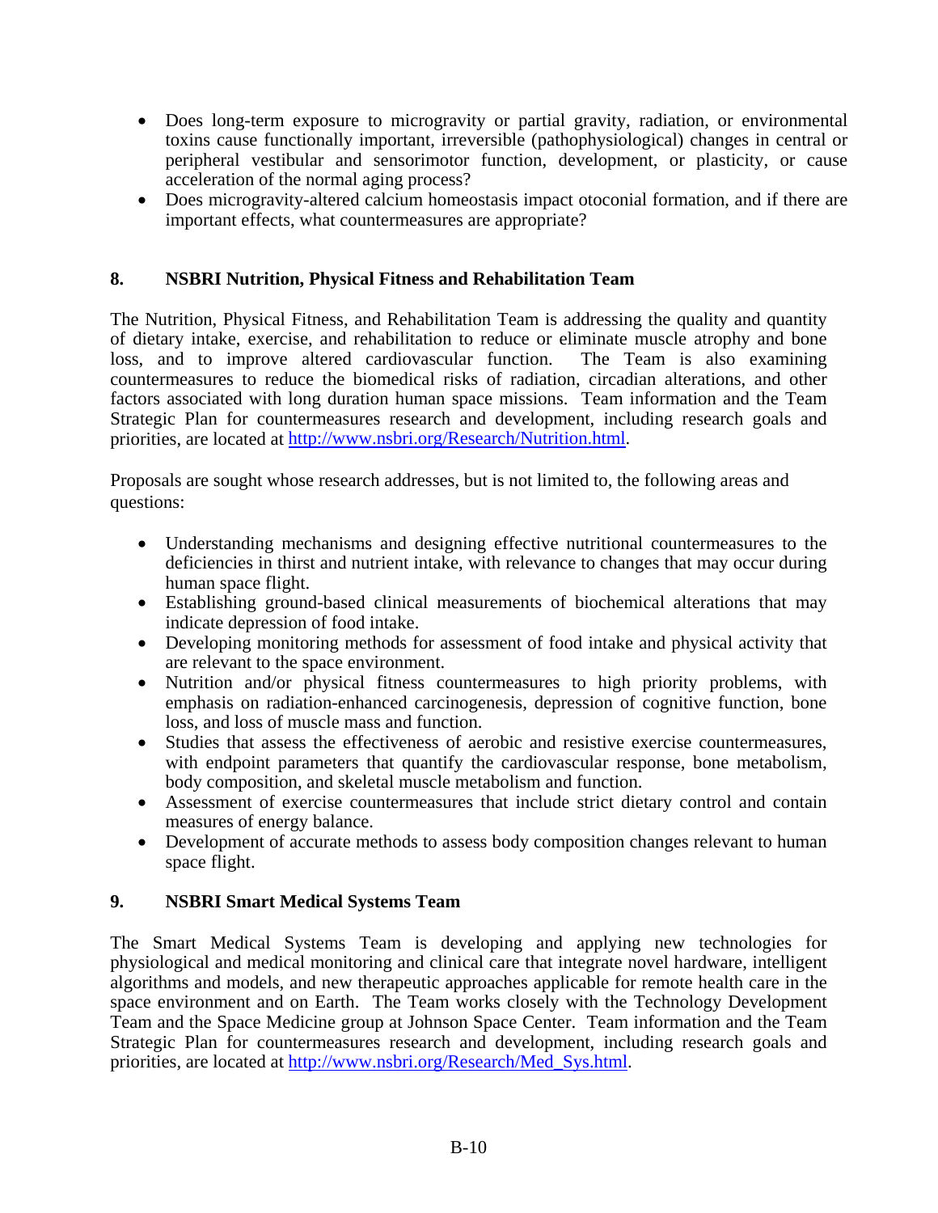- Does long-term exposure to microgravity or partial gravity, radiation, or environmental toxins cause functionally important, irreversible (pathophysiological) changes in central or peripheral vestibular and sensorimotor function, development, or plasticity, or cause acceleration of the normal aging process?
- Does microgravity-altered calcium homeostasis impact otoconial formation, and if there are important effects, what countermeasures are appropriate?

## 8. NSBRI Nutrition, Physical Fitness and Rehabilitation Team

The Nutrition, Physical Fitness, and Rehabilitation Team is addressing the quality and quantity of dietary intake, exercise, and rehabilitation to reduce or eliminate muscle atrophy and bone loss, and to improve altered cardiovascular function. The Team is also examining countermeasures to reduce the biomedical risks of radiation, circadian alterations, and other factors associated with long duration human space missions. Team information and the Team Strategic Plan for countermeasures research and development, including research goals and priorities, are located at http://www.nsbri.org/Research/Nutrition.html.

Proposals are sought whose research addresses, but is not limited to, the following areas and questions:

- Understanding mechanisms and designing effective nutritional countermeasures to the deficiencies in thirst and nutrient intake, with relevance to changes that may occur during human space flight.
- Establishing ground-based clinical measurements of biochemical alterations that may indicate depression of food intake.
- Developing monitoring methods for assessment of food intake and physical activity that are relevant to the space environment.
- Nutrition and/or physical fitness countermeasures to high priority problems, with emphasis on radiation-enhanced carcinogenesis, depression of cognitive function, bone loss, and loss of muscle mass and function.
- Studies that assess the effectiveness of aerobic and resistive exercise countermeasures, with endpoint parameters that quantify the cardiovascular response, bone metabolism, body composition, and skeletal muscle metabolism and function.
- Assessment of exercise countermeasures that include strict dietary control and contain measures of energy balance.
- Development of accurate methods to assess body composition changes relevant to human space flight.

## 9. NSBRI Smart Medical Systems Team

The Smart Medical Systems Team is developing and applying new technologies for physiological and medical monitoring and clinical care that integrate novel hardware, intelligent algorithms and models, and new therapeutic approaches applicable for remote health care in the space environment and on Earth. The Team works closely with the Technology Development Team and the Space Medicine group at Johnson Space Center. Team information and the Team Strategic Plan for countermeasures research and development, including research goals and priorities, are located at http://www.nsbri.org/Research/Med_Sys.html.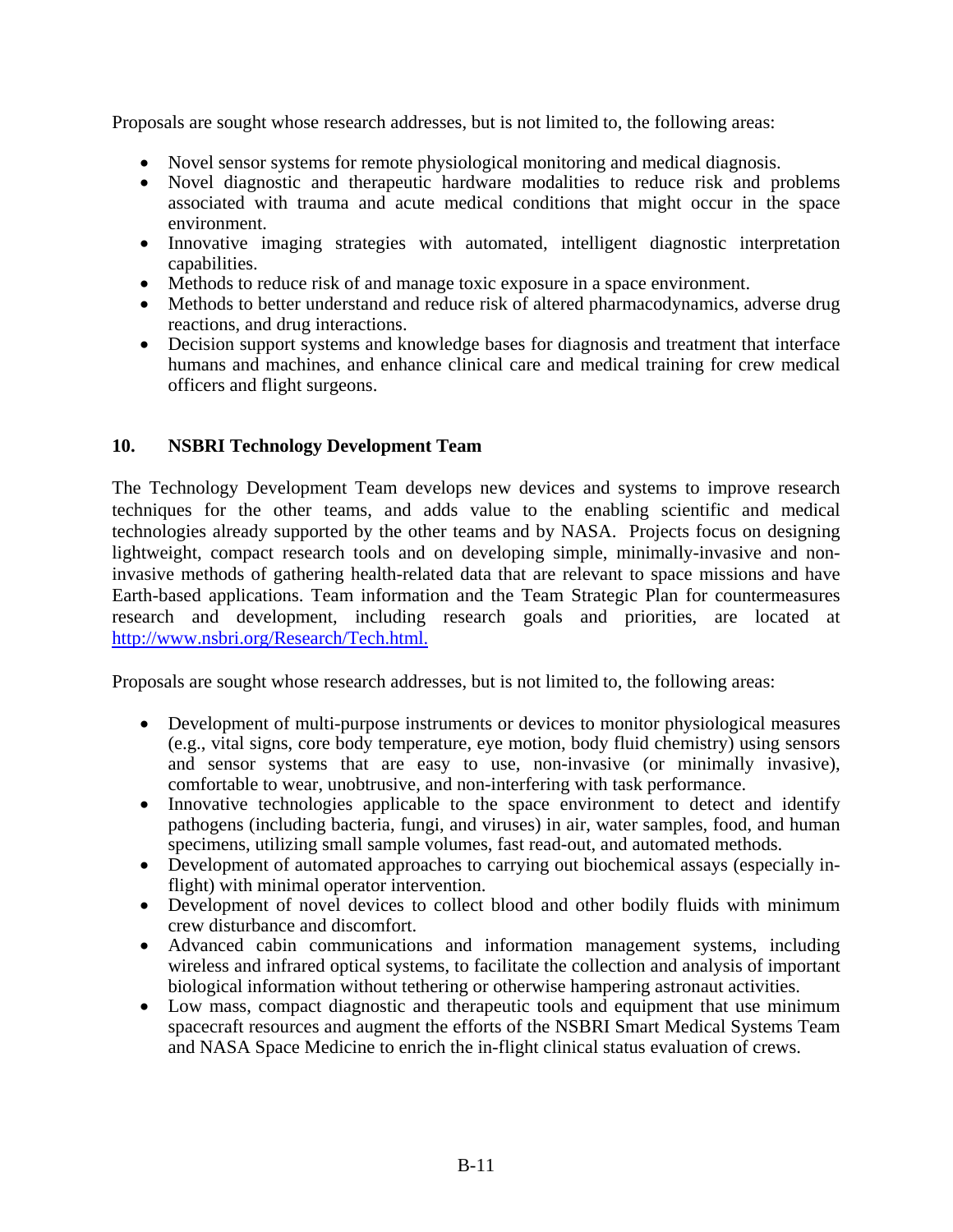Proposals are sought whose research addresses, but is not limited to, the following areas:

- Novel sensor systems for remote physiological monitoring and medical diagnosis.
- Novel diagnostic and therapeutic hardware modalities to reduce risk and problems associated with trauma and acute medical conditions that might occur in the space environment.
- Innovative imaging strategies with automated, intelligent diagnostic interpretation capabilities.
- Methods to reduce risk of and manage toxic exposure in a space environment.
- Methods to better understand and reduce risk of altered pharmacodynamics, adverse drug reactions, and drug interactions.
- Decision support systems and knowledge bases for diagnosis and treatment that interface humans and machines, and enhance clinical care and medical training for crew medical officers and flight surgeons.

## 10. NSBRI Technology Development Team

The Technology Development Team develops new devices and systems to improve research techniques for the other teams, and adds value to the enabling scientific and medical technologies already supported by the other teams and by NASA. Projects focus on designing lightweight, compact research tools and on developing simple, minimally-invasive and non-invasive methods of gathering health-related data that are relevant to space missions and have Earth-based applications. Team information and the Team Strategic Plan for countermeasures research and development, including research goals and priorities, are located at http://www.nsbri.org/Research/Tech.html.

Proposals are sought whose research addresses, but is not limited to, the following areas:

- Development of multi-purpose instruments or devices to monitor physiological measures (e.g., vital signs, core body temperature, eye motion, body fluid chemistry) using sensors and sensor systems that are easy to use, non-invasive (or minimally invasive), comfortable to wear, unobtrusive, and non-interfering with task performance.
- Innovative technologies applicable to the space environment to detect and identify pathogens (including bacteria, fungi, and viruses) in air, water samples, food, and human specimens, utilizing small sample volumes, fast read-out, and automated methods.
- Development of automated approaches to carrying out biochemical assays (especially in-flight) with minimal operator intervention.
- Development of novel devices to collect blood and other bodily fluids with minimum crew disturbance and discomfort.
- Advanced cabin communications and information management systems, including wireless and infrared optical systems, to facilitate the collection and analysis of important biological information without tethering or otherwise hampering astronaut activities.
- Low mass, compact diagnostic and therapeutic tools and equipment that use minimum spacecraft resources and augment the efforts of the NSBRI Smart Medical Systems Team and NASA Space Medicine to enrich the in-flight clinical status evaluation of crews.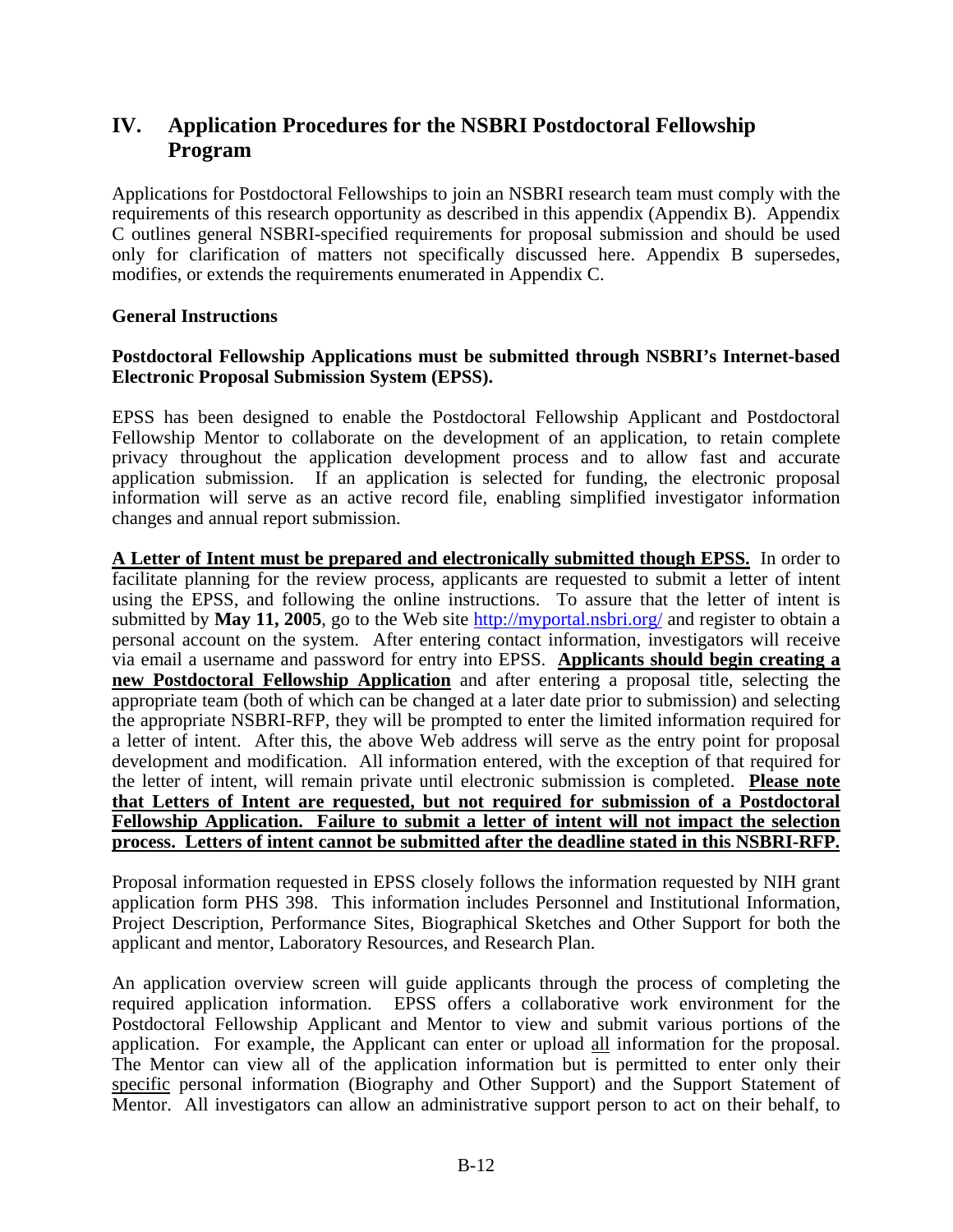## IV. Application Procedures for the NSBRI Postdoctoral Fellowship Program

Applications for Postdoctoral Fellowships to join an NSBRI research team must comply with the requirements of this research opportunity as described in this appendix (Appendix B). Appendix C outlines general NSBRI-specified requirements for proposal submission and should be used only for clarification of matters not specifically discussed here. Appendix B supersedes, modifies, or extends the requirements enumerated in Appendix C.

### General Instructions

**Postdoctoral Fellowship Applications must be submitted through NSBRI's Internet-based Electronic Proposal Submission System (EPSS).**

EPSS has been designed to enable the Postdoctoral Fellowship Applicant and Postdoctoral Fellowship Mentor to collaborate on the development of an application, to retain complete privacy throughout the application development process and to allow fast and accurate application submission. If an application is selected for funding, the electronic proposal information will serve as an active record file, enabling simplified investigator information changes and annual report submission.

**A Letter of Intent must be prepared and electronically submitted though EPSS.** In order to facilitate planning for the review process, applicants are requested to submit a letter of intent using the EPSS, and following the online instructions. To assure that the letter of intent is submitted by **May 11, 2005**, go to the Web site http://myportal.nsbri.org/ and register to obtain a personal account on the system. After entering contact information, investigators will receive via email a username and password for entry into EPSS. **Applicants should begin creating a new Postdoctoral Fellowship Application** and after entering a proposal title, selecting the appropriate team (both of which can be changed at a later date prior to submission) and selecting the appropriate NSBRI-RFP, they will be prompted to enter the limited information required for a letter of intent. After this, the above Web address will serve as the entry point for proposal development and modification. All information entered, with the exception of that required for the letter of intent, will remain private until electronic submission is completed. **Please note that Letters of Intent are requested, but not required for submission of a Postdoctoral Fellowship Application. Failure to submit a letter of intent will not impact the selection process. Letters of intent cannot be submitted after the deadline stated in this NSBRI-RFP.**

Proposal information requested in EPSS closely follows the information requested by NIH grant application form PHS 398. This information includes Personnel and Institutional Information, Project Description, Performance Sites, Biographical Sketches and Other Support for both the applicant and mentor, Laboratory Resources, and Research Plan.

An application overview screen will guide applicants through the process of completing the required application information. EPSS offers a collaborative work environment for the Postdoctoral Fellowship Applicant and Mentor to view and submit various portions of the application. For example, the Applicant can enter or upload all information for the proposal. The Mentor can view all of the application information but is permitted to enter only their specific personal information (Biography and Other Support) and the Support Statement of Mentor. All investigators can allow an administrative support person to act on their behalf, to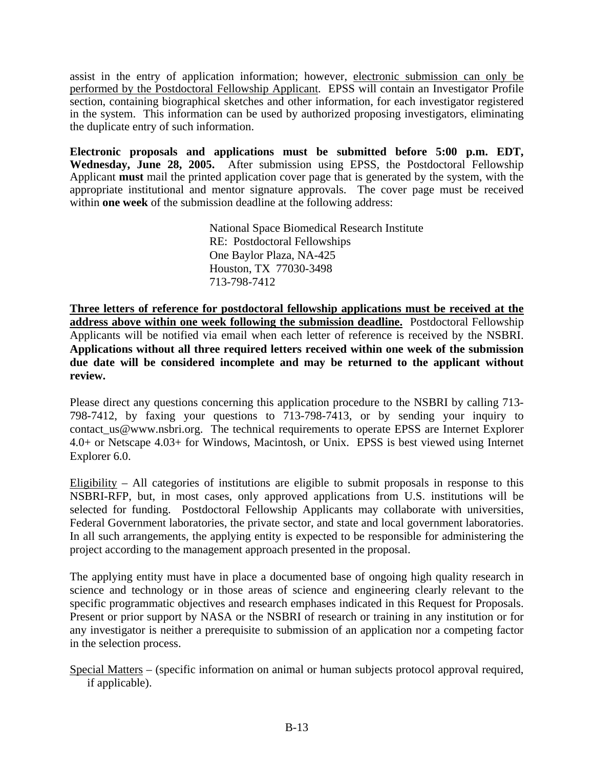assist in the entry of application information; however, electronic submission can only be performed by the Postdoctoral Fellowship Applicant. EPSS will contain an Investigator Profile section, containing biographical sketches and other information, for each investigator registered in the system. This information can be used by authorized proposing investigators, eliminating the duplicate entry of such information.

**Electronic proposals and applications must be submitted before 5:00 p.m. EDT, Wednesday, June 28, 2005.** After submission using EPSS, the Postdoctoral Fellowship Applicant **must** mail the printed application cover page that is generated by the system, with the appropriate institutional and mentor signature approvals. The cover page must be received within **one week** of the submission deadline at the following address:

> National Space Biomedical Research Institute
> RE: Postdoctoral Fellowships
> One Baylor Plaza, NA-425
> Houston, TX 77030-3498
> 713-798-7412

**Three letters of reference for postdoctoral fellowship applications must be received at the address above within one week following the submission deadline.** Postdoctoral Fellowship Applicants will be notified via email when each letter of reference is received by the NSBRI. **Applications without all three required letters received within one week of the submission due date will be considered incomplete and may be returned to the applicant without review.**

Please direct any questions concerning this application procedure to the NSBRI by calling 713-798-7412, by faxing your questions to 713-798-7413, or by sending your inquiry to contact_us@www.nsbri.org. The technical requirements to operate EPSS are Internet Explorer 4.0+ or Netscape 4.03+ for Windows, Macintosh, or Unix. EPSS is best viewed using Internet Explorer 6.0.

Eligibility – All categories of institutions are eligible to submit proposals in response to this NSBRI-RFP, but, in most cases, only approved applications from U.S. institutions will be selected for funding. Postdoctoral Fellowship Applicants may collaborate with universities, Federal Government laboratories, the private sector, and state and local government laboratories. In all such arrangements, the applying entity is expected to be responsible for administering the project according to the management approach presented in the proposal.

The applying entity must have in place a documented base of ongoing high quality research in science and technology or in those areas of science and engineering clearly relevant to the specific programmatic objectives and research emphases indicated in this Request for Proposals. Present or prior support by NASA or the NSBRI of research or training in any institution or for any investigator is neither a prerequisite to submission of an application nor a competing factor in the selection process.

Special Matters – (specific information on animal or human subjects protocol approval required, if applicable).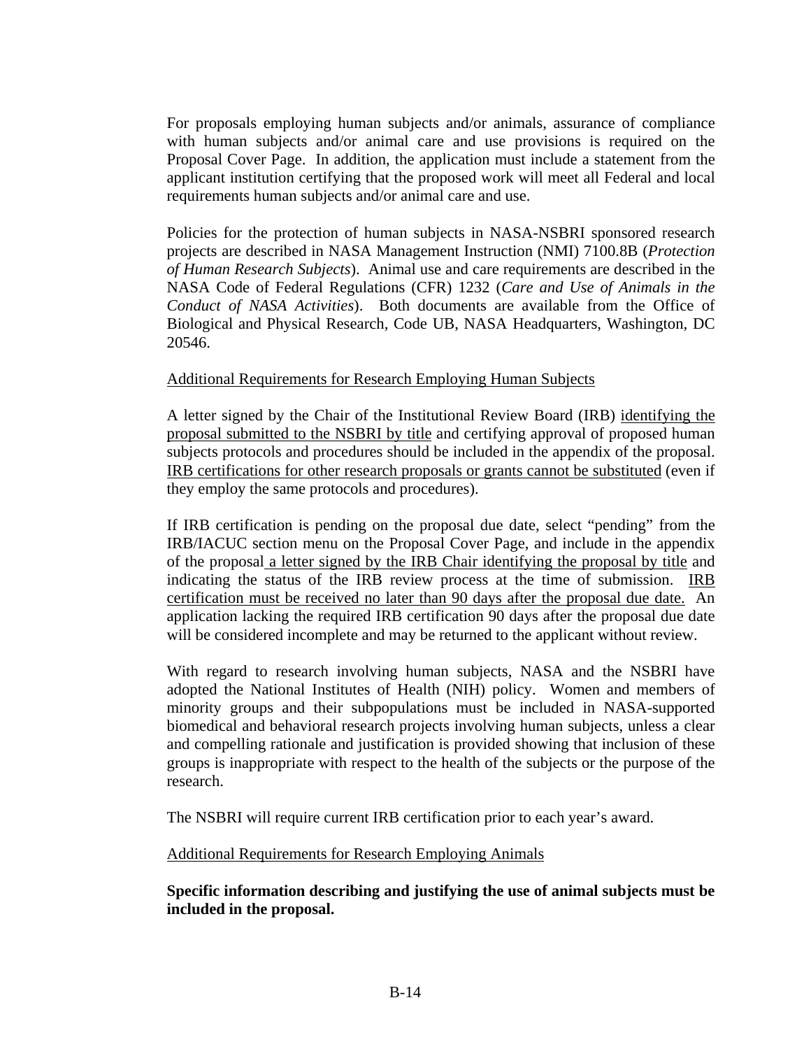For proposals employing human subjects and/or animals, assurance of compliance with human subjects and/or animal care and use provisions is required on the Proposal Cover Page. In addition, the application must include a statement from the applicant institution certifying that the proposed work will meet all Federal and local requirements human subjects and/or animal care and use.

Policies for the protection of human subjects in NASA-NSBRI sponsored research projects are described in NASA Management Instruction (NMI) 7100.8B (*Protection of Human Research Subjects*). Animal use and care requirements are described in the NASA Code of Federal Regulations (CFR) 1232 (*Care and Use of Animals in the Conduct of NASA Activities*). Both documents are available from the Office of Biological and Physical Research, Code UB, NASA Headquarters, Washington, DC 20546.

<u>Additional Requirements for Research Employing Human Subjects</u>

A letter signed by the Chair of the Institutional Review Board (IRB) <u>identifying the proposal submitted to the NSBRI by title</u> and certifying approval of proposed human subjects protocols and procedures should be included in the appendix of the proposal. <u>IRB certifications for other research proposals or grants cannot be substituted</u> (even if they employ the same protocols and procedures).

If IRB certification is pending on the proposal due date, select "pending" from the IRB/IACUC section menu on the Proposal Cover Page, and include in the appendix of the proposal <u>a letter signed by the IRB Chair identifying the proposal by title</u> and indicating the status of the IRB review process at the time of submission. <u>IRB certification must be received no later than 90 days after the proposal due date.</u> An application lacking the required IRB certification 90 days after the proposal due date will be considered incomplete and may be returned to the applicant without review.

With regard to research involving human subjects, NASA and the NSBRI have adopted the National Institutes of Health (NIH) policy. Women and members of minority groups and their subpopulations must be included in NASA-supported biomedical and behavioral research projects involving human subjects, unless a clear and compelling rationale and justification is provided showing that inclusion of these groups is inappropriate with respect to the health of the subjects or the purpose of the research.

The NSBRI will require current IRB certification prior to each year's award.

<u>Additional Requirements for Research Employing Animals</u>

**Specific information describing and justifying the use of animal subjects must be included in the proposal.**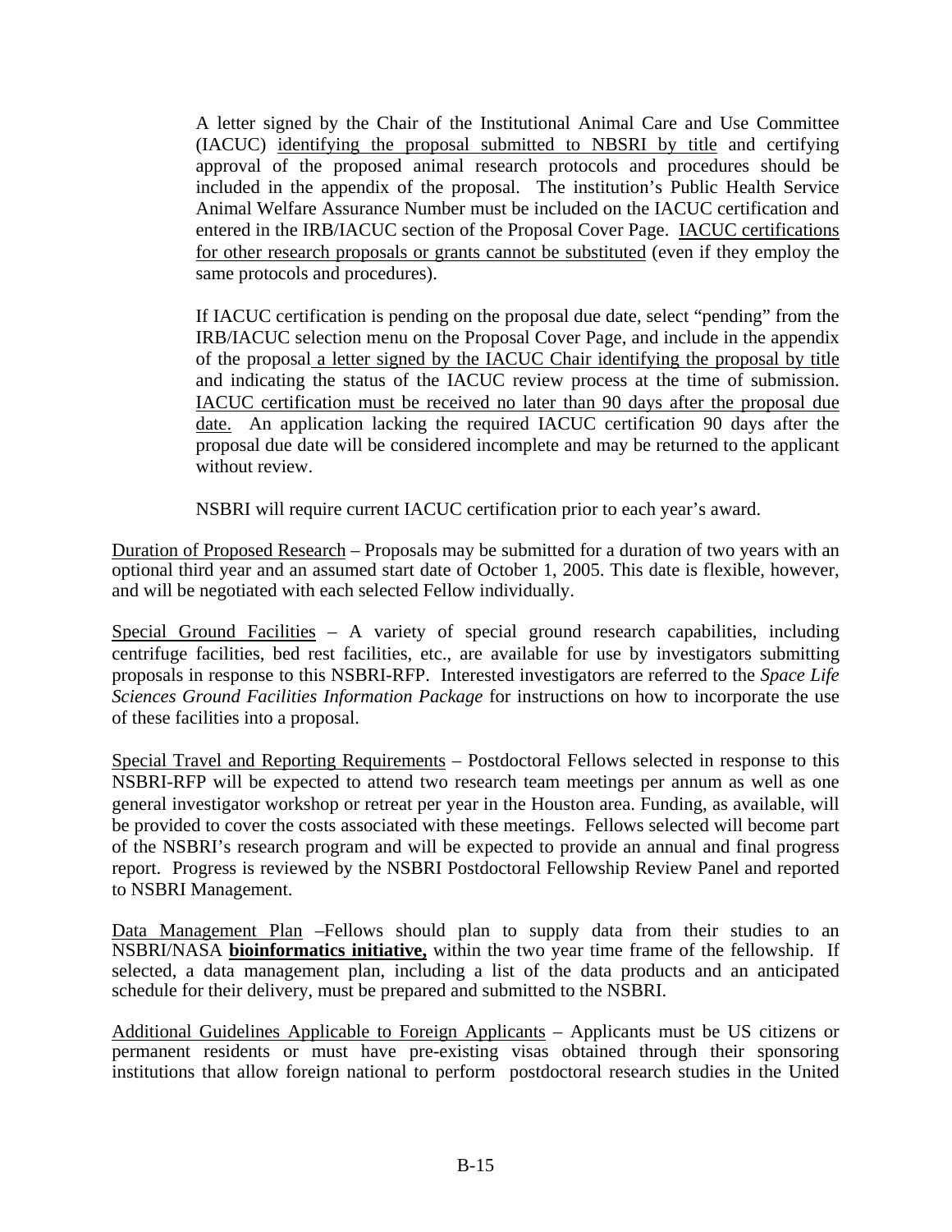A letter signed by the Chair of the Institutional Animal Care and Use Committee (IACUC) <u>identifying the proposal submitted to NBSRI by title</u> and certifying approval of the proposed animal research protocols and procedures should be included in the appendix of the proposal. The institution's Public Health Service Animal Welfare Assurance Number must be included on the IACUC certification and entered in the IRB/IACUC section of the Proposal Cover Page. <u>IACUC certifications for other research proposals or grants cannot be substituted</u> (even if they employ the same protocols and procedures).

If IACUC certification is pending on the proposal due date, select "pending" from the IRB/IACUC selection menu on the Proposal Cover Page, and include in the appendix of the proposal <u>a letter signed by the IACUC Chair identifying the proposal by title</u> and indicating the status of the IACUC review process at the time of submission. <u>IACUC certification must be received no later than 90 days after the proposal due date.</u> An application lacking the required IACUC certification 90 days after the proposal due date will be considered incomplete and may be returned to the applicant without review.

NSBRI will require current IACUC certification prior to each year's award.

<u>Duration of Proposed Research</u> – Proposals may be submitted for a duration of two years with an optional third year and an assumed start date of October 1, 2005. This date is flexible, however, and will be negotiated with each selected Fellow individually.

<u>Special Ground Facilities</u> – A variety of special ground research capabilities, including centrifuge facilities, bed rest facilities, etc., are available for use by investigators submitting proposals in response to this NSBRI-RFP. Interested investigators are referred to the *Space Life Sciences Ground Facilities Information Package* for instructions on how to incorporate the use of these facilities into a proposal.

<u>Special Travel and Reporting Requirements</u> – Postdoctoral Fellows selected in response to this NSBRI-RFP will be expected to attend two research team meetings per annum as well as one general investigator workshop or retreat per year in the Houston area. Funding, as available, will be provided to cover the costs associated with these meetings. Fellows selected will become part of the NSBRI's research program and will be expected to provide an annual and final progress report. Progress is reviewed by the NSBRI Postdoctoral Fellowship Review Panel and reported to NSBRI Management.

<u>Data Management Plan</u> –Fellows should plan to supply data from their studies to an NSBRI/NASA **<u>bioinformatics initiative,</u>** within the two year time frame of the fellowship. If selected, a data management plan, including a list of the data products and an anticipated schedule for their delivery, must be prepared and submitted to the NSBRI.

<u>Additional Guidelines Applicable to Foreign Applicants</u> – Applicants must be US citizens or permanent residents or must have pre-existing visas obtained through their sponsoring institutions that allow foreign national to perform postdoctoral research studies in the United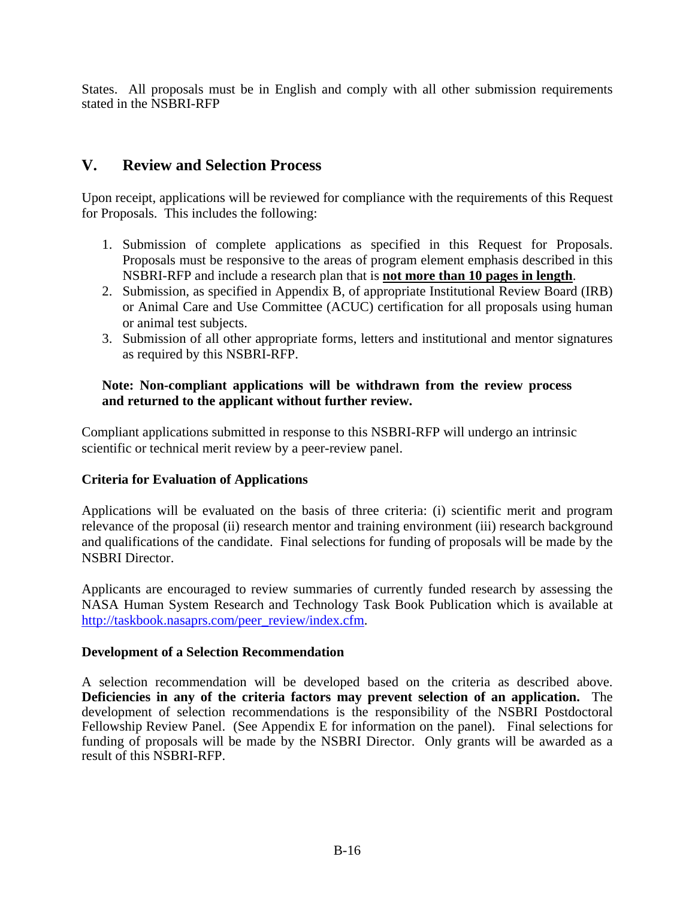States. All proposals must be in English and comply with all other submission requirements stated in the NSBRI-RFP

## V. Review and Selection Process

Upon receipt, applications will be reviewed for compliance with the requirements of this Request for Proposals. This includes the following:

1. Submission of complete applications as specified in this Request for Proposals. Proposals must be responsive to the areas of program element emphasis described in this NSBRI-RFP and include a research plan that is **not more than 10 pages in length**.
2. Submission, as specified in Appendix B, of appropriate Institutional Review Board (IRB) or Animal Care and Use Committee (ACUC) certification for all proposals using human or animal test subjects.
3. Submission of all other appropriate forms, letters and institutional and mentor signatures as required by this NSBRI-RFP.

**Note: Non-compliant applications will be withdrawn from the review process and returned to the applicant without further review.**

Compliant applications submitted in response to this NSBRI-RFP will undergo an intrinsic scientific or technical merit review by a peer-review panel.

**Criteria for Evaluation of Applications**

Applications will be evaluated on the basis of three criteria: (i) scientific merit and program relevance of the proposal (ii) research mentor and training environment (iii) research background and qualifications of the candidate. Final selections for funding of proposals will be made by the NSBRI Director.

Applicants are encouraged to review summaries of currently funded research by assessing the NASA Human System Research and Technology Task Book Publication which is available at [http://taskbook.nasaprs.com/peer_review/index.cfm](http://taskbook.nasaprs.com/peer_review/index.cfm).

**Development of a Selection Recommendation**

A selection recommendation will be developed based on the criteria as described above. **Deficiencies in any of the criteria factors may prevent selection of an application.** The development of selection recommendations is the responsibility of the NSBRI Postdoctoral Fellowship Review Panel. (See Appendix E for information on the panel). Final selections for funding of proposals will be made by the NSBRI Director. Only grants will be awarded as a result of this NSBRI-RFP.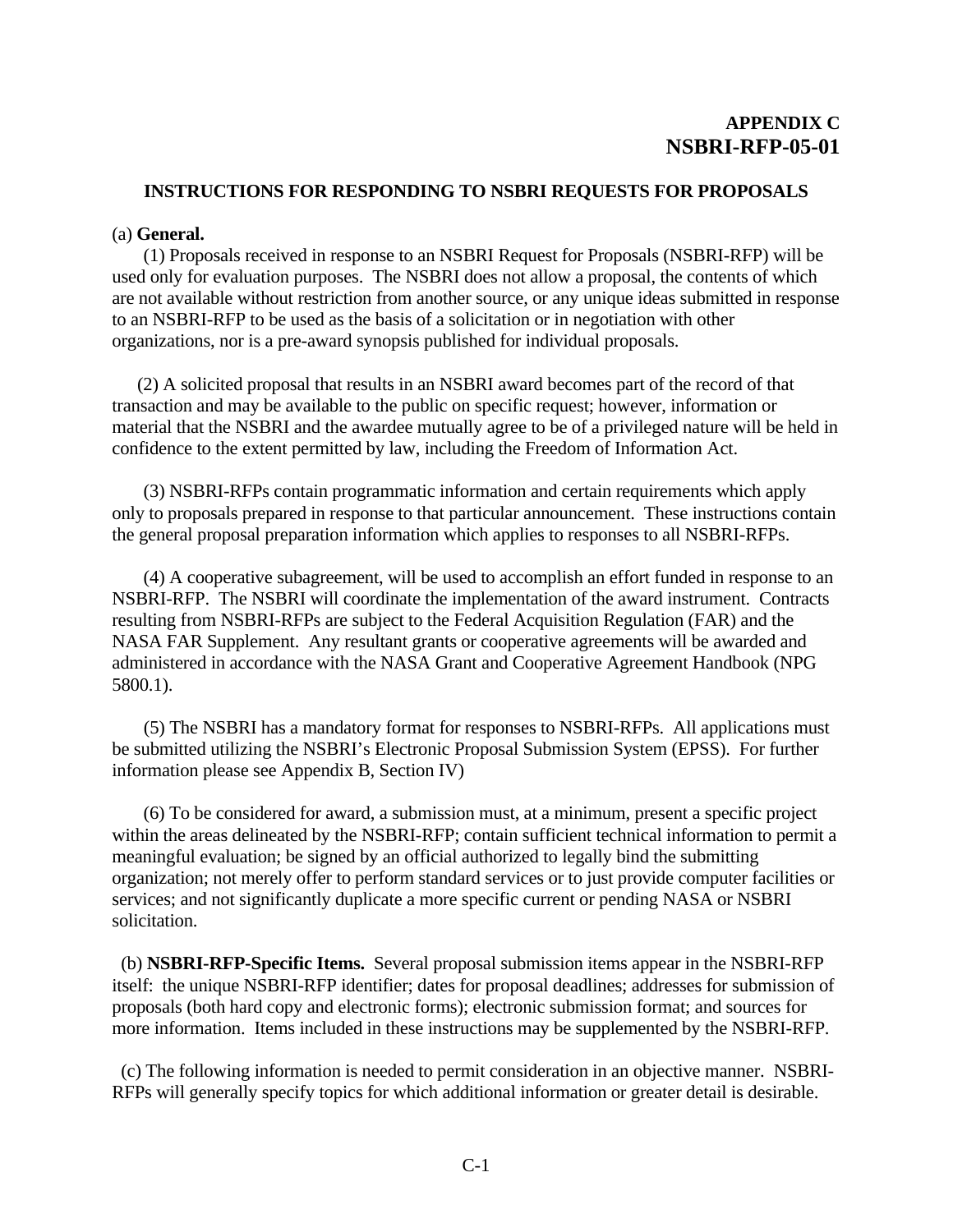**APPENDIX C**
**NSBRI-RFP-05-01**

### INSTRUCTIONS FOR RESPONDING TO NSBRI REQUESTS FOR PROPOSALS

(a) **General.**

(1) Proposals received in response to an NSBRI Request for Proposals (NSBRI-RFP) will be used only for evaluation purposes. The NSBRI does not allow a proposal, the contents of which are not available without restriction from another source, or any unique ideas submitted in response to an NSBRI-RFP to be used as the basis of a solicitation or in negotiation with other organizations, nor is a pre-award synopsis published for individual proposals.

(2) A solicited proposal that results in an NSBRI award becomes part of the record of that transaction and may be available to the public on specific request; however, information or material that the NSBRI and the awardee mutually agree to be of a privileged nature will be held in confidence to the extent permitted by law, including the Freedom of Information Act.

(3) NSBRI-RFPs contain programmatic information and certain requirements which apply only to proposals prepared in response to that particular announcement. These instructions contain the general proposal preparation information which applies to responses to all NSBRI-RFPs.

(4) A cooperative subagreement, will be used to accomplish an effort funded in response to an NSBRI-RFP. The NSBRI will coordinate the implementation of the award instrument. Contracts resulting from NSBRI-RFPs are subject to the Federal Acquisition Regulation (FAR) and the NASA FAR Supplement. Any resultant grants or cooperative agreements will be awarded and administered in accordance with the NASA Grant and Cooperative Agreement Handbook (NPG 5800.1).

(5) The NSBRI has a mandatory format for responses to NSBRI-RFPs. All applications must be submitted utilizing the NSBRI's Electronic Proposal Submission System (EPSS). For further information please see Appendix B, Section IV)

(6) To be considered for award, a submission must, at a minimum, present a specific project within the areas delineated by the NSBRI-RFP; contain sufficient technical information to permit a meaningful evaluation; be signed by an official authorized to legally bind the submitting organization; not merely offer to perform standard services or to just provide computer facilities or services; and not significantly duplicate a more specific current or pending NASA or NSBRI solicitation.

(b) **NSBRI-RFP-Specific Items.** Several proposal submission items appear in the NSBRI-RFP itself: the unique NSBRI-RFP identifier; dates for proposal deadlines; addresses for submission of proposals (both hard copy and electronic forms); electronic submission format; and sources for more information. Items included in these instructions may be supplemented by the NSBRI-RFP.

(c) The following information is needed to permit consideration in an objective manner. NSBRI-RFPs will generally specify topics for which additional information or greater detail is desirable.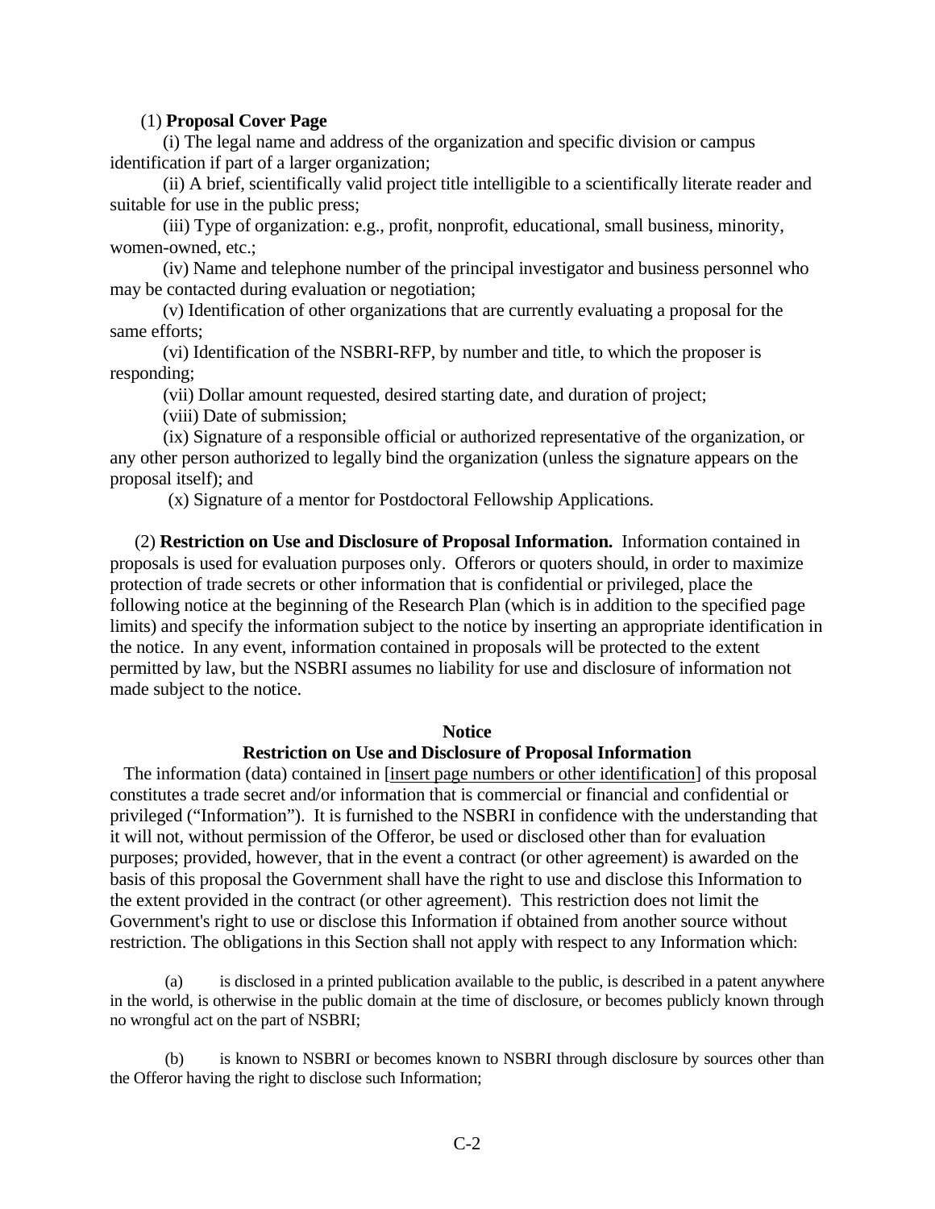(1) **Proposal Cover Page**

(i) The legal name and address of the organization and specific division or campus identification if part of a larger organization;

(ii) A brief, scientifically valid project title intelligible to a scientifically literate reader and suitable for use in the public press;

(iii) Type of organization: e.g., profit, nonprofit, educational, small business, minority, women-owned, etc.;

(iv) Name and telephone number of the principal investigator and business personnel who may be contacted during evaluation or negotiation;

(v) Identification of other organizations that are currently evaluating a proposal for the same efforts;

(vi) Identification of the NSBRI-RFP, by number and title, to which the proposer is responding;

(vii) Dollar amount requested, desired starting date, and duration of project;

(viii) Date of submission;

(ix) Signature of a responsible official or authorized representative of the organization, or any other person authorized to legally bind the organization (unless the signature appears on the proposal itself); and

(x) Signature of a mentor for Postdoctoral Fellowship Applications.

(2) **Restriction on Use and Disclosure of Proposal Information.** Information contained in proposals is used for evaluation purposes only. Offerors or quoters should, in order to maximize protection of trade secrets or other information that is confidential or privileged, place the following notice at the beginning of the Research Plan (which is in addition to the specified page limits) and specify the information subject to the notice by inserting an appropriate identification in the notice. In any event, information contained in proposals will be protected to the extent permitted by law, but the NSBRI assumes no liability for use and disclosure of information not made subject to the notice.

**Notice**

**Restriction on Use and Disclosure of Proposal Information**

The information (data) contained in [insert page numbers or other identification] of this proposal constitutes a trade secret and/or information that is commercial or financial and confidential or privileged ("Information"). It is furnished to the NSBRI in confidence with the understanding that it will not, without permission of the Offeror, be used or disclosed other than for evaluation purposes; provided, however, that in the event a contract (or other agreement) is awarded on the basis of this proposal the Government shall have the right to use and disclose this Information to the extent provided in the contract (or other agreement). This restriction does not limit the Government's right to use or disclose this Information if obtained from another source without restriction. The obligations in this Section shall not apply with respect to any Information which:

(a) is disclosed in a printed publication available to the public, is described in a patent anywhere in the world, is otherwise in the public domain at the time of disclosure, or becomes publicly known through no wrongful act on the part of NSBRI;

(b) is known to NSBRI or becomes known to NSBRI through disclosure by sources other than the Offeror having the right to disclose such Information;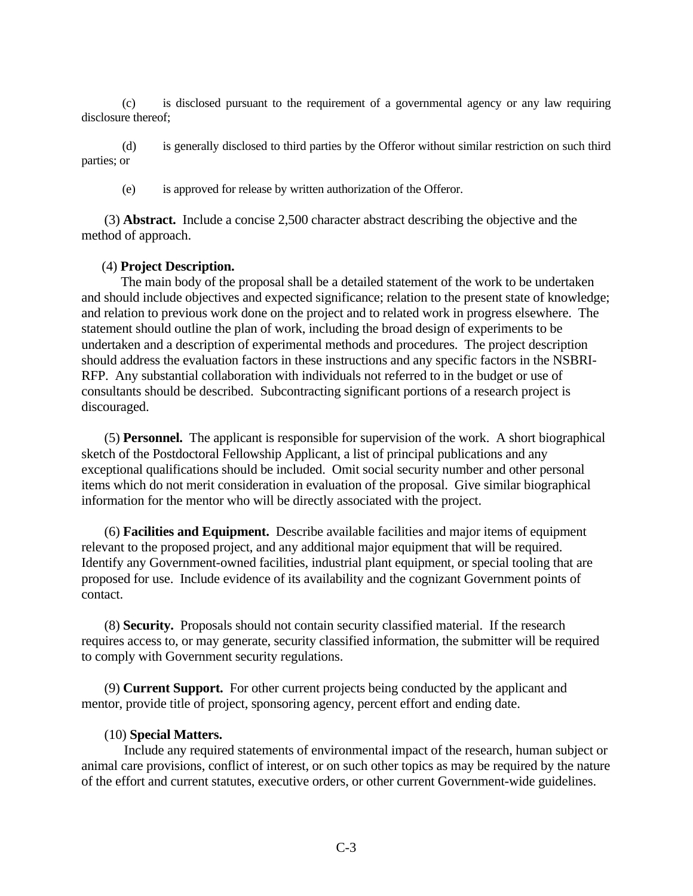(c) is disclosed pursuant to the requirement of a governmental agency or any law requiring disclosure thereof;

(d) is generally disclosed to third parties by the Offeror without similar restriction on such third parties; or

(e) is approved for release by written authorization of the Offeror.

(3) **Abstract.** Include a concise 2,500 character abstract describing the objective and the method of approach.

(4) **Project Description.**

The main body of the proposal shall be a detailed statement of the work to be undertaken and should include objectives and expected significance; relation to the present state of knowledge; and relation to previous work done on the project and to related work in progress elsewhere. The statement should outline the plan of work, including the broad design of experiments to be undertaken and a description of experimental methods and procedures. The project description should address the evaluation factors in these instructions and any specific factors in the NSBRI-RFP. Any substantial collaboration with individuals not referred to in the budget or use of consultants should be described. Subcontracting significant portions of a research project is discouraged.

(5) **Personnel.** The applicant is responsible for supervision of the work. A short biographical sketch of the Postdoctoral Fellowship Applicant, a list of principal publications and any exceptional qualifications should be included. Omit social security number and other personal items which do not merit consideration in evaluation of the proposal. Give similar biographical information for the mentor who will be directly associated with the project.

(6) **Facilities and Equipment.** Describe available facilities and major items of equipment relevant to the proposed project, and any additional major equipment that will be required. Identify any Government-owned facilities, industrial plant equipment, or special tooling that are proposed for use. Include evidence of its availability and the cognizant Government points of contact.

(8) **Security.** Proposals should not contain security classified material. If the research requires access to, or may generate, security classified information, the submitter will be required to comply with Government security regulations.

(9) **Current Support.** For other current projects being conducted by the applicant and mentor, provide title of project, sponsoring agency, percent effort and ending date.

(10) **Special Matters.**

Include any required statements of environmental impact of the research, human subject or animal care provisions, conflict of interest, or on such other topics as may be required by the nature of the effort and current statutes, executive orders, or other current Government-wide guidelines.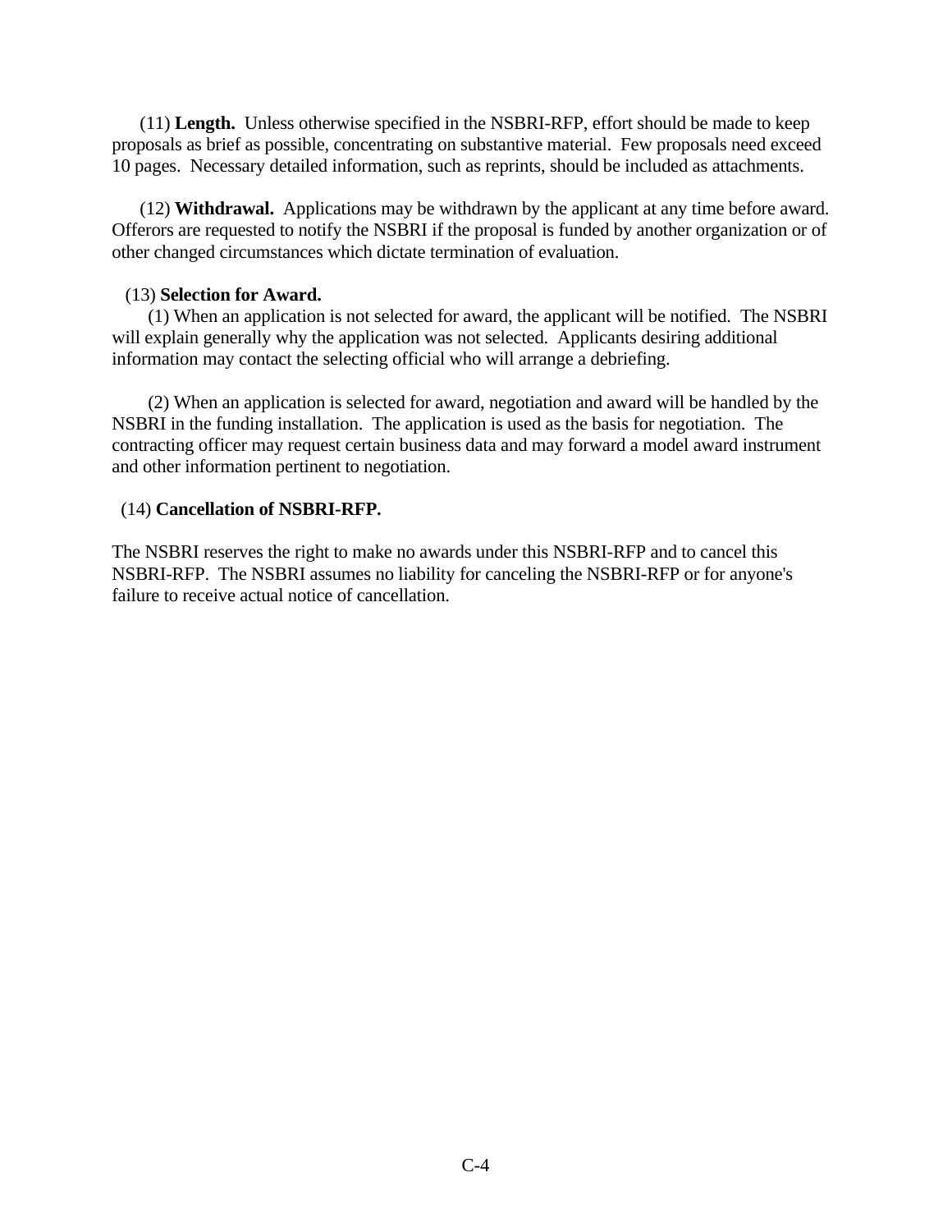(11) **Length.** Unless otherwise specified in the NSBRI-RFP, effort should be made to keep proposals as brief as possible, concentrating on substantive material. Few proposals need exceed 10 pages. Necessary detailed information, such as reprints, should be included as attachments.

(12) **Withdrawal.** Applications may be withdrawn by the applicant at any time before award. Offerors are requested to notify the NSBRI if the proposal is funded by another organization or of other changed circumstances which dictate termination of evaluation.

(13) **Selection for Award.**

(1) When an application is not selected for award, the applicant will be notified. The NSBRI will explain generally why the application was not selected. Applicants desiring additional information may contact the selecting official who will arrange a debriefing.

(2) When an application is selected for award, negotiation and award will be handled by the NSBRI in the funding installation. The application is used as the basis for negotiation. The contracting officer may request certain business data and may forward a model award instrument and other information pertinent to negotiation.

(14) **Cancellation of NSBRI-RFP.**

The NSBRI reserves the right to make no awards under this NSBRI-RFP and to cancel this NSBRI-RFP. The NSBRI assumes no liability for canceling the NSBRI-RFP or for anyone's failure to receive actual notice of cancellation.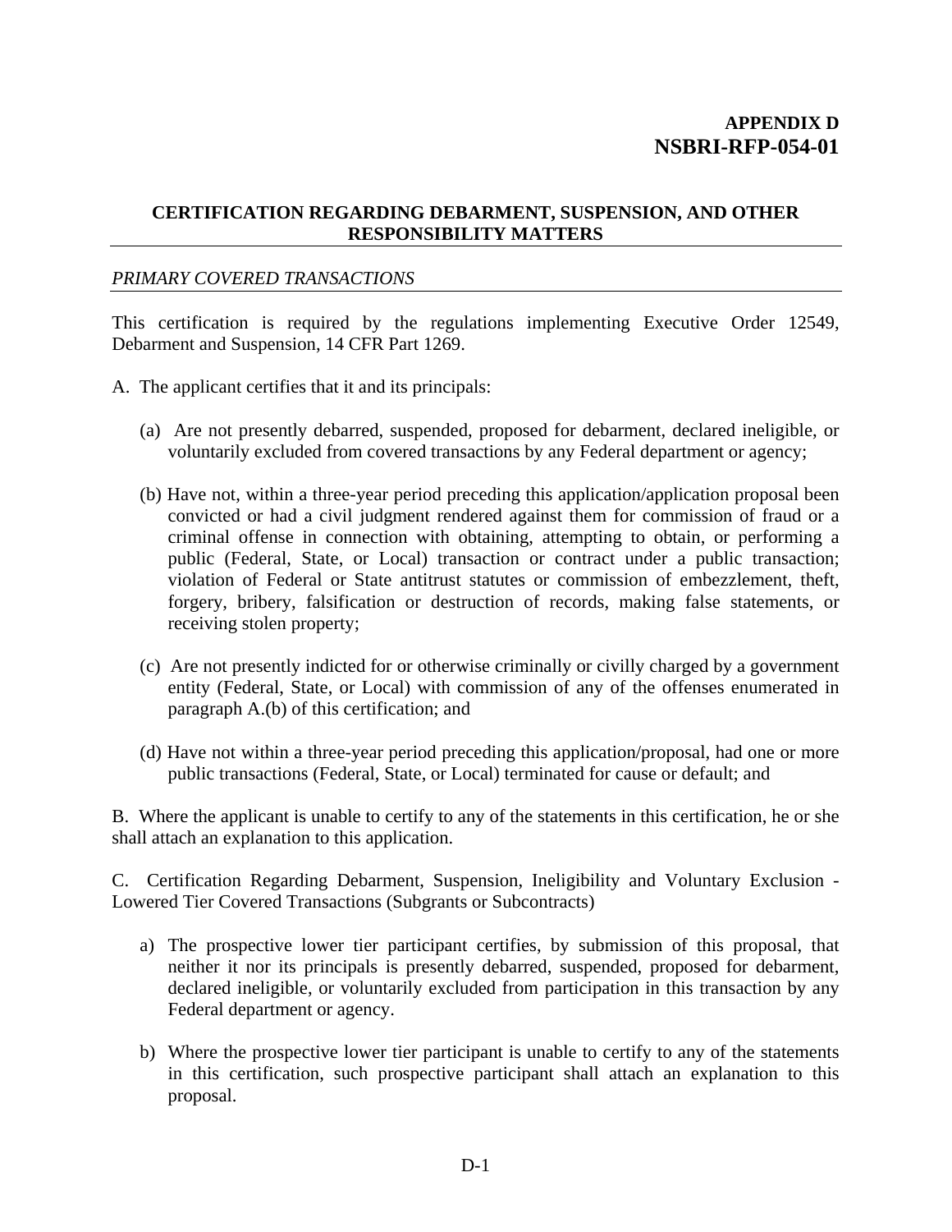**APPENDIX D**
**NSBRI-RFP-054-01**

## CERTIFICATION REGARDING DEBARMENT, SUSPENSION, AND OTHER RESPONSIBILITY MATTERS

*PRIMARY COVERED TRANSACTIONS*

This certification is required by the regulations implementing Executive Order 12549, Debarment and Suspension, 14 CFR Part 1269.

A. The applicant certifies that it and its principals:

(a) Are not presently debarred, suspended, proposed for debarment, declared ineligible, or voluntarily excluded from covered transactions by any Federal department or agency;

(b) Have not, within a three-year period preceding this application/application proposal been convicted or had a civil judgment rendered against them for commission of fraud or a criminal offense in connection with obtaining, attempting to obtain, or performing a public (Federal, State, or Local) transaction or contract under a public transaction; violation of Federal or State antitrust statutes or commission of embezzlement, theft, forgery, bribery, falsification or destruction of records, making false statements, or receiving stolen property;

(c) Are not presently indicted for or otherwise criminally or civilly charged by a government entity (Federal, State, or Local) with commission of any of the offenses enumerated in paragraph A.(b) of this certification; and

(d) Have not within a three-year period preceding this application/proposal, had one or more public transactions (Federal, State, or Local) terminated for cause or default; and

B. Where the applicant is unable to certify to any of the statements in this certification, he or she shall attach an explanation to this application.

C. Certification Regarding Debarment, Suspension, Ineligibility and Voluntary Exclusion - Lowered Tier Covered Transactions (Subgrants or Subcontracts)

a) The prospective lower tier participant certifies, by submission of this proposal, that neither it nor its principals is presently debarred, suspended, proposed for debarment, declared ineligible, or voluntarily excluded from participation in this transaction by any Federal department or agency.

b) Where the prospective lower tier participant is unable to certify to any of the statements in this certification, such prospective participant shall attach an explanation to this proposal.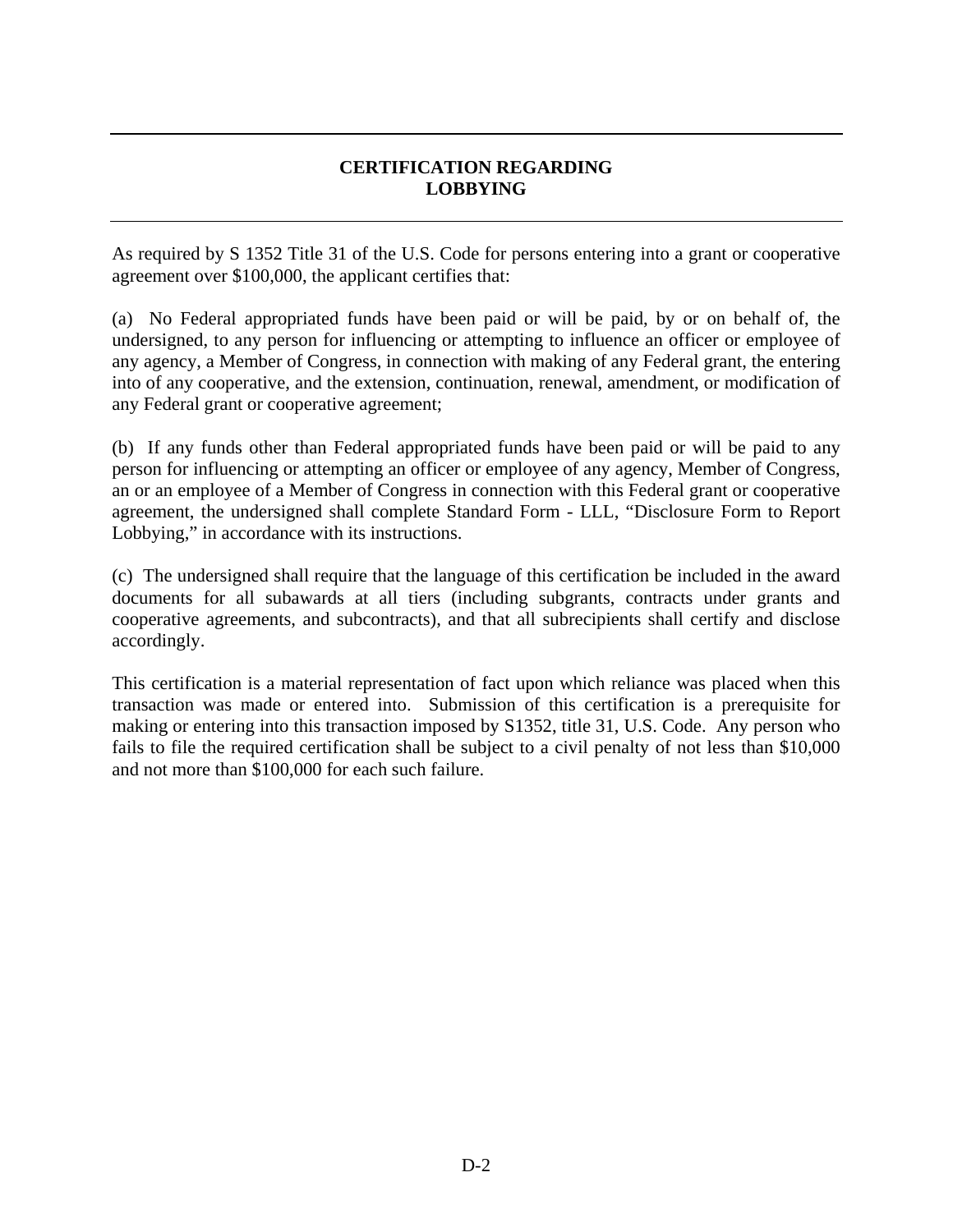# CERTIFICATION REGARDING LOBBYING

As required by S 1352 Title 31 of the U.S. Code for persons entering into a grant or cooperative agreement over $100,000, the applicant certifies that:

(a) No Federal appropriated funds have been paid or will be paid, by or on behalf of, the undersigned, to any person for influencing or attempting to influence an officer or employee of any agency, a Member of Congress, in connection with making of any Federal grant, the entering into of any cooperative, and the extension, continuation, renewal, amendment, or modification of any Federal grant or cooperative agreement;

(b) If any funds other than Federal appropriated funds have been paid or will be paid to any person for influencing or attempting an officer or employee of any agency, Member of Congress, an or an employee of a Member of Congress in connection with this Federal grant or cooperative agreement, the undersigned shall complete Standard Form - LLL, "Disclosure Form to Report Lobbying," in accordance with its instructions.

(c) The undersigned shall require that the language of this certification be included in the award documents for all subawards at all tiers (including subgrants, contracts under grants and cooperative agreements, and subcontracts), and that all subrecipients shall certify and disclose accordingly.

This certification is a material representation of fact upon which reliance was placed when this transaction was made or entered into. Submission of this certification is a prerequisite for making or entering into this transaction imposed by S1352, title 31, U.S. Code. Any person who fails to file the required certification shall be subject to a civil penalty of not less than $10,000 and not more than $100,000 for each such failure.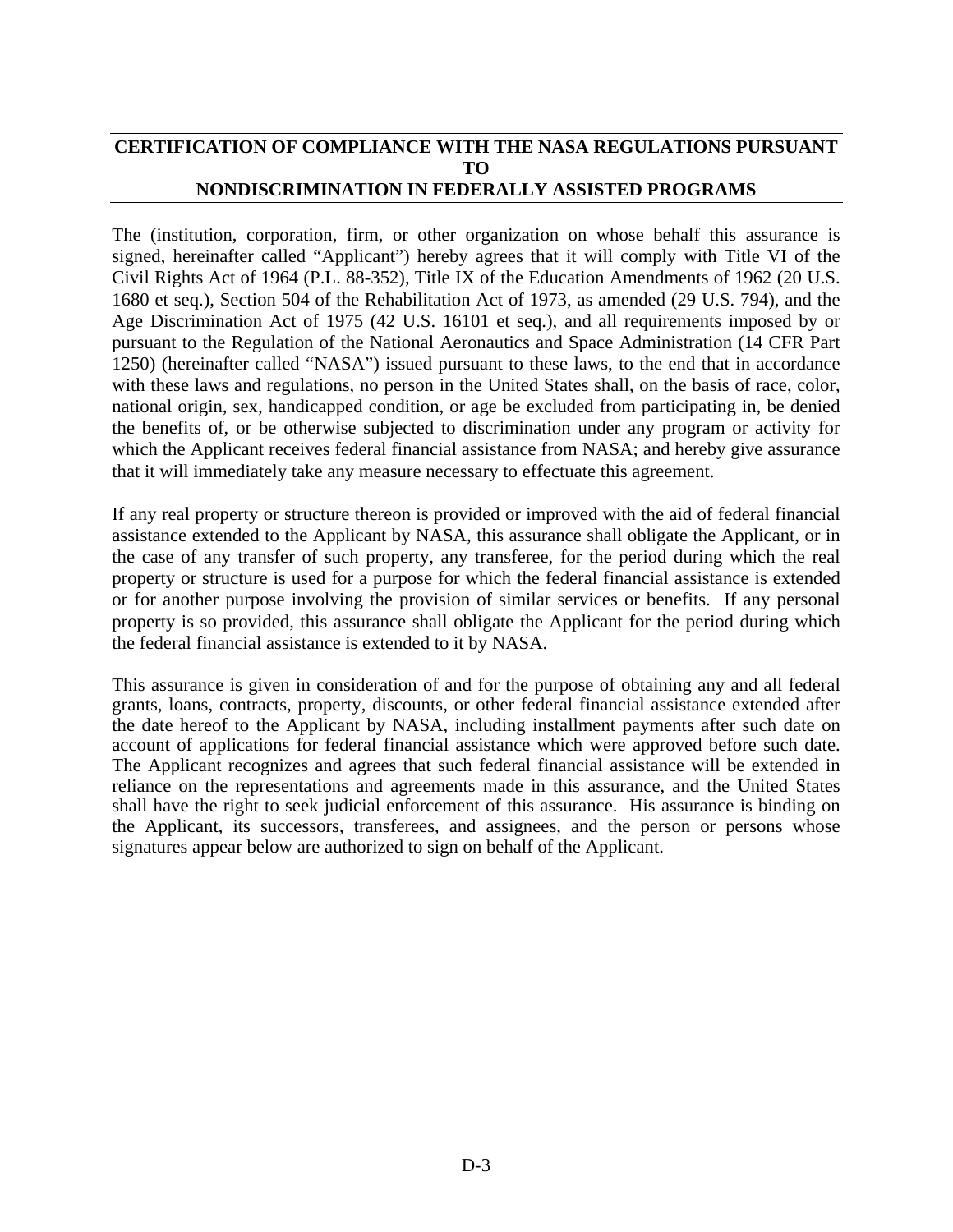## CERTIFICATION OF COMPLIANCE WITH THE NASA REGULATIONS PURSUANT TO NONDISCRIMINATION IN FEDERALLY ASSISTED PROGRAMS

The (institution, corporation, firm, or other organization on whose behalf this assurance is signed, hereinafter called "Applicant") hereby agrees that it will comply with Title VI of the Civil Rights Act of 1964 (P.L. 88-352), Title IX of the Education Amendments of 1962 (20 U.S. 1680 et seq.), Section 504 of the Rehabilitation Act of 1973, as amended (29 U.S. 794), and the Age Discrimination Act of 1975 (42 U.S. 16101 et seq.), and all requirements imposed by or pursuant to the Regulation of the National Aeronautics and Space Administration (14 CFR Part 1250) (hereinafter called "NASA") issued pursuant to these laws, to the end that in accordance with these laws and regulations, no person in the United States shall, on the basis of race, color, national origin, sex, handicapped condition, or age be excluded from participating in, be denied the benefits of, or be otherwise subjected to discrimination under any program or activity for which the Applicant receives federal financial assistance from NASA; and hereby give assurance that it will immediately take any measure necessary to effectuate this agreement.

If any real property or structure thereon is provided or improved with the aid of federal financial assistance extended to the Applicant by NASA, this assurance shall obligate the Applicant, or in the case of any transfer of such property, any transferee, for the period during which the real property or structure is used for a purpose for which the federal financial assistance is extended or for another purpose involving the provision of similar services or benefits. If any personal property is so provided, this assurance shall obligate the Applicant for the period during which the federal financial assistance is extended to it by NASA.

This assurance is given in consideration of and for the purpose of obtaining any and all federal grants, loans, contracts, property, discounts, or other federal financial assistance extended after the date hereof to the Applicant by NASA, including installment payments after such date on account of applications for federal financial assistance which were approved before such date. The Applicant recognizes and agrees that such federal financial assistance will be extended in reliance on the representations and agreements made in this assurance, and the United States shall have the right to seek judicial enforcement of this assurance. His assurance is binding on the Applicant, its successors, transferees, and assignees, and the person or persons whose signatures appear below are authorized to sign on behalf of the Applicant.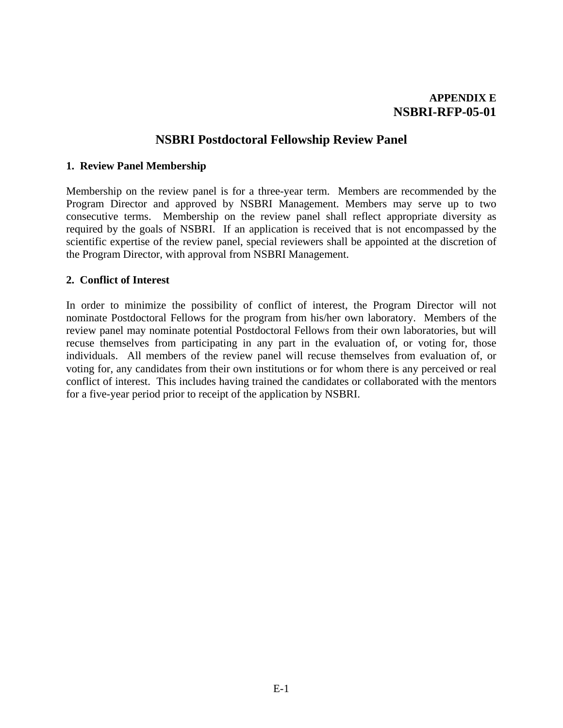**APPENDIX E**
**NSBRI-RFP-05-01**

# NSBRI Postdoctoral Fellowship Review Panel

### 1. Review Panel Membership

Membership on the review panel is for a three-year term. Members are recommended by the Program Director and approved by NSBRI Management. Members may serve up to two consecutive terms. Membership on the review panel shall reflect appropriate diversity as required by the goals of NSBRI. If an application is received that is not encompassed by the scientific expertise of the review panel, special reviewers shall be appointed at the discretion of the Program Director, with approval from NSBRI Management.

### 2. Conflict of Interest

In order to minimize the possibility of conflict of interest, the Program Director will not nominate Postdoctoral Fellows for the program from his/her own laboratory. Members of the review panel may nominate potential Postdoctoral Fellows from their own laboratories, but will recuse themselves from participating in any part in the evaluation of, or voting for, those individuals. All members of the review panel will recuse themselves from evaluation of, or voting for, any candidates from their own institutions or for whom there is any perceived or real conflict of interest. This includes having trained the candidates or collaborated with the mentors for a five-year period prior to receipt of the application by NSBRI.